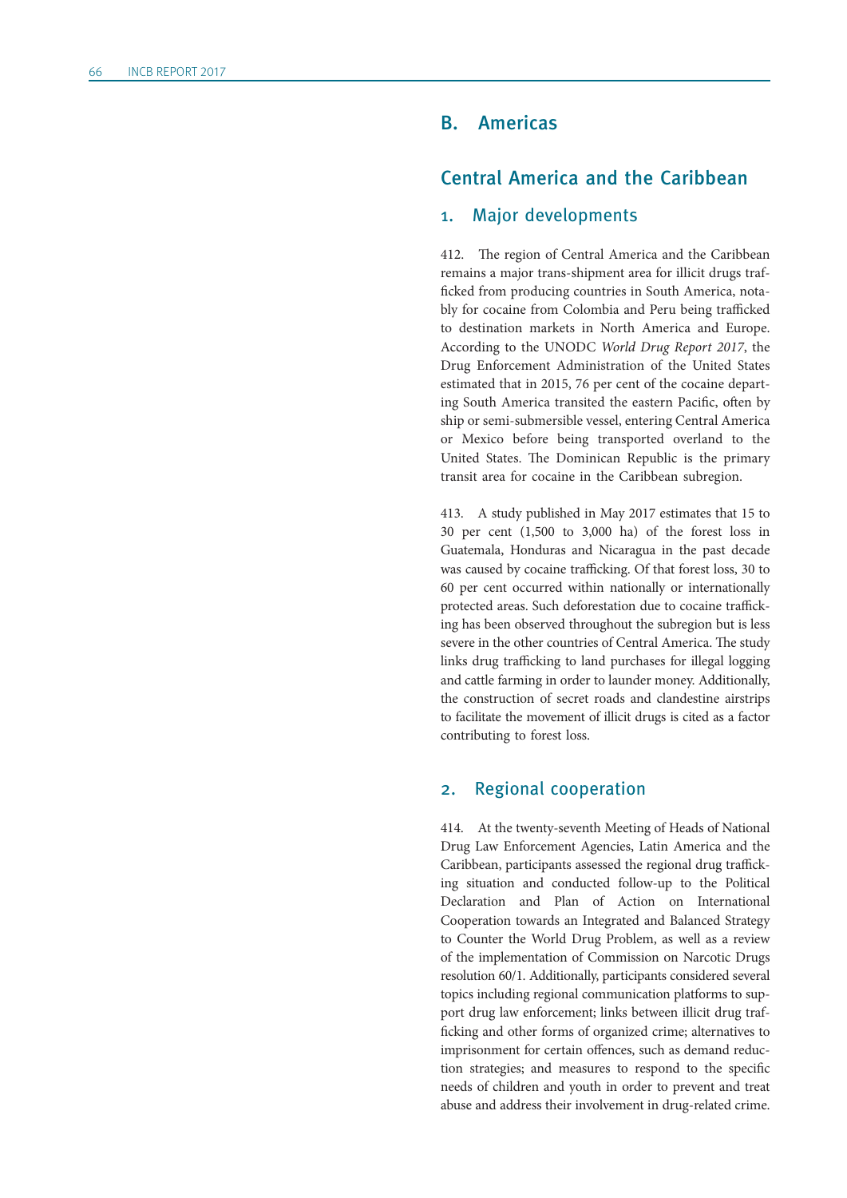## B. Americas

## Central America and the Caribbean

### 1. Major developments

412. The region of Central America and the Caribbean remains a major trans-shipment area for illicit drugs trafficked from producing countries in South America, notably for cocaine from Colombia and Peru being trafficked to destination markets in North America and Europe. According to the UNODC *World Drug Report 2017*, the Drug Enforcement Administration of the United States estimated that in 2015, 76 per cent of the cocaine departing South America transited the eastern Pacific, often by ship or semi-submersible vessel, entering Central America or Mexico before being transported overland to the United States. The Dominican Republic is the primary transit area for cocaine in the Caribbean subregion.

413. A study published in May 2017 estimates that 15 to 30 per cent (1,500 to 3,000 ha) of the forest loss in Guatemala, Honduras and Nicaragua in the past decade was caused by cocaine trafficking. Of that forest loss, 30 to 60 per cent occurred within nationally or internationally protected areas. Such deforestation due to cocaine trafficking has been observed throughout the subregion but is less severe in the other countries of Central America. The study links drug trafficking to land purchases for illegal logging and cattle farming in order to launder money. Additionally, the construction of secret roads and clandestine airstrips to facilitate the movement of illicit drugs is cited as a factor contributing to forest loss.

### 2. Regional cooperation

414. At the twenty-seventh Meeting of Heads of National Drug Law Enforcement Agencies, Latin America and the Caribbean, participants assessed the regional drug trafficking situation and conducted follow-up to the Political Declaration and Plan of Action on International Cooperation towards an Integrated and Balanced Strategy to Counter the World Drug Problem, as well as a review of the implementation of Commission on Narcotic Drugs resolution 60/1. Additionally, participants considered several topics including regional communication platforms to support drug law enforcement; links between illicit drug trafficking and other forms of organized crime; alternatives to imprisonment for certain offences, such as demand reduction strategies; and measures to respond to the specific needs of children and youth in order to prevent and treat abuse and address their involvement in drug-related crime.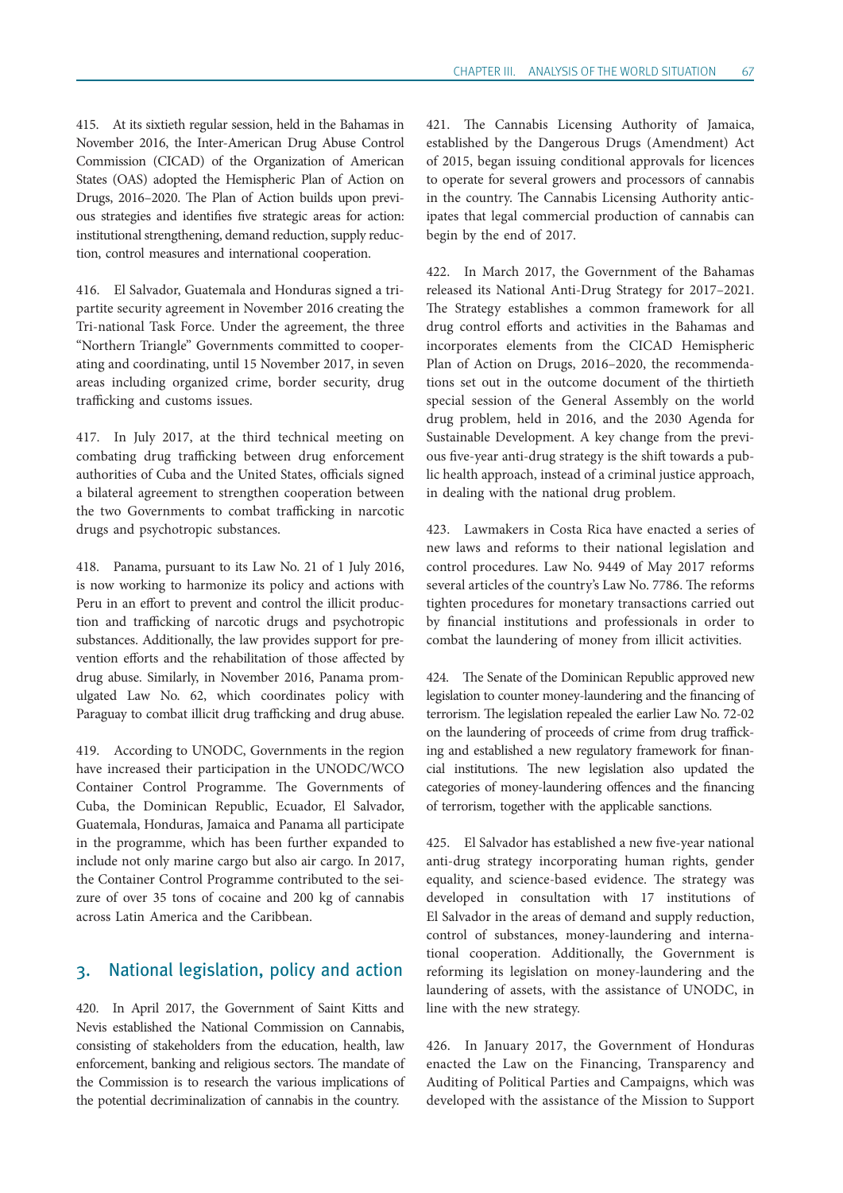415. At its sixtieth regular session, held in the Bahamas in November 2016, the Inter-American Drug Abuse Control Commission (CICAD) of the Organization of American States (OAS) adopted the Hemispheric Plan of Action on Drugs, 2016–2020. The Plan of Action builds upon previous strategies and identifies five strategic areas for action: institutional strengthening, demand reduction, supply reduction, control measures and international cooperation.

416. El Salvador, Guatemala and Honduras signed a tripartite security agreement in November 2016 creating the Tri-national Task Force. Under the agreement, the three "Northern Triangle" Governments committed to cooperating and coordinating, until 15 November 2017, in seven areas including organized crime, border security, drug trafficking and customs issues.

417. In July 2017, at the third technical meeting on combating drug trafficking between drug enforcement authorities of Cuba and the United States, officials signed a bilateral agreement to strengthen cooperation between the two Governments to combat trafficking in narcotic drugs and psychotropic substances.

418. Panama, pursuant to its Law No. 21 of 1 July 2016, is now working to harmonize its policy and actions with Peru in an effort to prevent and control the illicit production and trafficking of narcotic drugs and psychotropic substances. Additionally, the law provides support for prevention efforts and the rehabilitation of those affected by drug abuse. Similarly, in November 2016, Panama promulgated Law No. 62, which coordinates policy with Paraguay to combat illicit drug trafficking and drug abuse.

419. According to UNODC, Governments in the region have increased their participation in the UNODC/WCO Container Control Programme. The Governments of Cuba, the Dominican Republic, Ecuador, El Salvador, Guatemala, Honduras, Jamaica and Panama all participate in the programme, which has been further expanded to include not only marine cargo but also air cargo. In 2017, the Container Control Programme contributed to the seizure of over 35 tons of cocaine and 200 kg of cannabis across Latin America and the Caribbean.

## 3. National legislation, policy and action

420. In April 2017, the Government of Saint Kitts and Nevis established the National Commission on Cannabis, consisting of stakeholders from the education, health, law enforcement, banking and religious sectors. The mandate of the Commission is to research the various implications of the potential decriminalization of cannabis in the country.

421. The Cannabis Licensing Authority of Jamaica, established by the Dangerous Drugs (Amendment) Act of 2015, began issuing conditional approvals for licences to operate for several growers and processors of cannabis in the country. The Cannabis Licensing Authority anticipates that legal commercial production of cannabis can begin by the end of 2017.

422. In March 2017, the Government of the Bahamas released its National Anti-Drug Strategy for 2017–2021. The Strategy establishes a common framework for all drug control efforts and activities in the Bahamas and incorporates elements from the CICAD Hemispheric Plan of Action on Drugs, 2016–2020, the recommendations set out in the outcome document of the thirtieth special session of the General Assembly on the world drug problem, held in 2016, and the 2030 Agenda for Sustainable Development. A key change from the previous five-year anti-drug strategy is the shift towards a public health approach, instead of a criminal justice approach, in dealing with the national drug problem.

423. Lawmakers in Costa Rica have enacted a series of new laws and reforms to their national legislation and control procedures. Law No. 9449 of May 2017 reforms several articles of the country's Law No. 7786. The reforms tighten procedures for monetary transactions carried out by financial institutions and professionals in order to combat the laundering of money from illicit activities.

424. The Senate of the Dominican Republic approved new legislation to counter money-laundering and the financing of terrorism. The legislation repealed the earlier Law No. 72-02 on the laundering of proceeds of crime from drug trafficking and established a new regulatory framework for financial institutions. The new legislation also updated the categories of money-laundering offences and the financing of terrorism, together with the applicable sanctions.

425. El Salvador has established a new five-year national anti-drug strategy incorporating human rights, gender equality, and science-based evidence. The strategy was developed in consultation with 17 institutions of El Salvador in the areas of demand and supply reduction, control of substances, money-laundering and international cooperation. Additionally, the Government is reforming its legislation on money-laundering and the laundering of assets, with the assistance of UNODC, in line with the new strategy.

426. In January 2017, the Government of Honduras enacted the Law on the Financing, Transparency and Auditing of Political Parties and Campaigns, which was developed with the assistance of the Mission to Support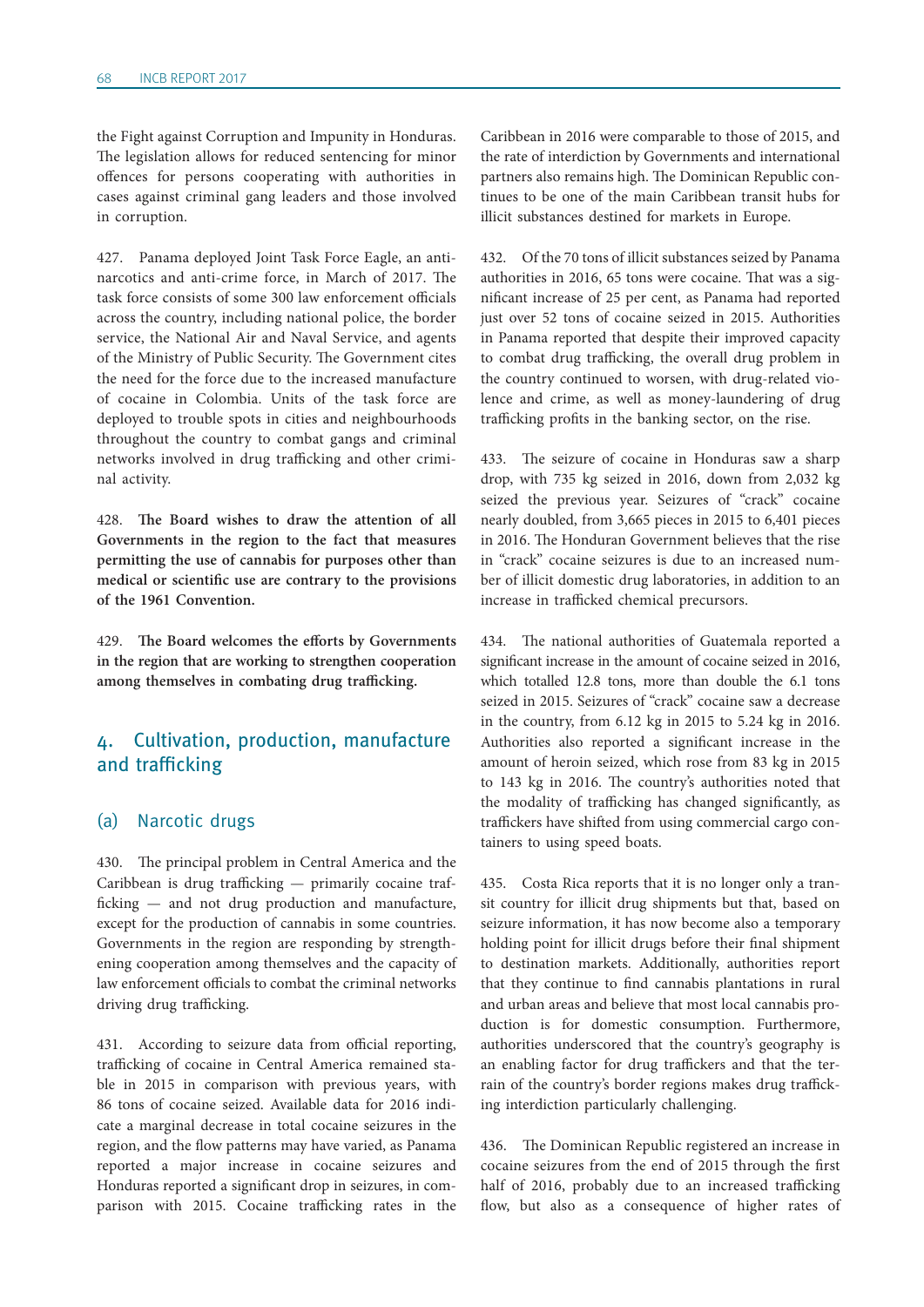the Fight against Corruption and Impunity in Honduras. The legislation allows for reduced sentencing for minor offences for persons cooperating with authorities in cases against criminal gang leaders and those involved in corruption.

427. Panama deployed Joint Task Force Eagle, an anti-narcotics and anti-crime force, in March of 2017. The task force consists of some 300 law enforcement officials across the country, including national police, the border service, the National Air and Naval Service, and agents of the Ministry of Public Security. The Government cites the need for the force due to the increased manufacture of cocaine in Colombia. Units of the task force are deployed to trouble spots in cities and neighbourhoods throughout the country to combat gangs and criminal networks involved in drug trafficking and other criminal activity.

428. **The Board wishes to draw the attention of all Governments in the region to the fact that measures permitting the use of cannabis for purposes other than medical or scientific use are contrary to the provisions of the 1961 Convention.**

429. **The Board welcomes the efforts by Governments in the region that are working to strengthen cooperation among themselves in combating drug trafficking.**

## 4. Cultivation, production, manufacture and trafficking

### (a) Narcotic drugs

430. The principal problem in Central America and the Caribbean is drug trafficking — primarily cocaine trafficking — and not drug production and manufacture, except for the production of cannabis in some countries. Governments in the region are responding by strengthening cooperation among themselves and the capacity of law enforcement officials to combat the criminal networks driving drug trafficking.

431. According to seizure data from official reporting, trafficking of cocaine in Central America remained stable in 2015 in comparison with previous years, with 86 tons of cocaine seized. Available data for 2016 indicate a marginal decrease in total cocaine seizures in the region, and the flow patterns may have varied, as Panama reported a major increase in cocaine seizures and Honduras reported a significant drop in seizures, in comparison with 2015. Cocaine trafficking rates in the Caribbean in 2016 were comparable to those of 2015, and the rate of interdiction by Governments and international partners also remains high. The Dominican Republic continues to be one of the main Caribbean transit hubs for illicit substances destined for markets in Europe.

432. Of the 70 tons of illicit substances seized by Panama authorities in 2016, 65 tons were cocaine. That was a significant increase of 25 per cent, as Panama had reported just over 52 tons of cocaine seized in 2015. Authorities in Panama reported that despite their improved capacity to combat drug trafficking, the overall drug problem in the country continued to worsen, with drug-related violence and crime, as well as money-laundering of drug trafficking profits in the banking sector, on the rise.

433. The seizure of cocaine in Honduras saw a sharp drop, with 735 kg seized in 2016, down from 2,032 kg seized the previous year. Seizures of "crack" cocaine nearly doubled, from 3,665 pieces in 2015 to 6,401 pieces in 2016. The Honduran Government believes that the rise in "crack" cocaine seizures is due to an increased number of illicit domestic drug laboratories, in addition to an increase in trafficked chemical precursors.

434. The national authorities of Guatemala reported a significant increase in the amount of cocaine seized in 2016, which totalled 12.8 tons, more than double the 6.1 tons seized in 2015. Seizures of "crack" cocaine saw a decrease in the country, from 6.12 kg in 2015 to 5.24 kg in 2016. Authorities also reported a significant increase in the amount of heroin seized, which rose from 83 kg in 2015 to 143 kg in 2016. The country's authorities noted that the modality of trafficking has changed significantly, as traffickers have shifted from using commercial cargo containers to using speed boats.

435. Costa Rica reports that it is no longer only a transit country for illicit drug shipments but that, based on seizure information, it has now become also a temporary holding point for illicit drugs before their final shipment to destination markets. Additionally, authorities report that they continue to find cannabis plantations in rural and urban areas and believe that most local cannabis production is for domestic consumption. Furthermore, authorities underscored that the country's geography is an enabling factor for drug traffickers and that the terrain of the country's border regions makes drug trafficking interdiction particularly challenging.

436. The Dominican Republic registered an increase in cocaine seizures from the end of 2015 through the first half of 2016, probably due to an increased trafficking flow, but also as a consequence of higher rates of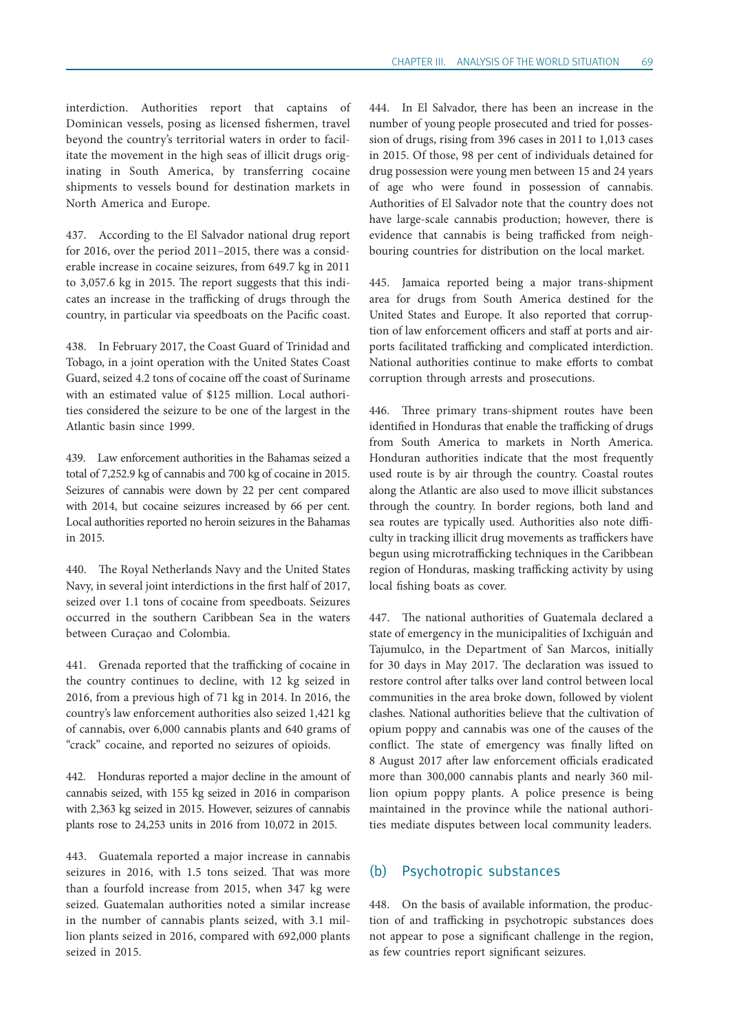interdiction. Authorities report that captains of Dominican vessels, posing as licensed fishermen, travel beyond the country's territorial waters in order to facilitate the movement in the high seas of illicit drugs originating in South America, by transferring cocaine shipments to vessels bound for destination markets in North America and Europe.

437. According to the El Salvador national drug report for 2016, over the period 2011–2015, there was a considerable increase in cocaine seizures, from 649.7 kg in 2011 to 3,057.6 kg in 2015. The report suggests that this indicates an increase in the trafficking of drugs through the country, in particular via speedboats on the Pacific coast.

438. In February 2017, the Coast Guard of Trinidad and Tobago, in a joint operation with the United States Coast Guard, seized 4.2 tons of cocaine off the coast of Suriname with an estimated value of $125 million. Local authorities considered the seizure to be one of the largest in the Atlantic basin since 1999.

439. Law enforcement authorities in the Bahamas seized a total of 7,252.9 kg of cannabis and 700 kg of cocaine in 2015. Seizures of cannabis were down by 22 per cent compared with 2014, but cocaine seizures increased by 66 per cent. Local authorities reported no heroin seizures in the Bahamas in 2015.

440. The Royal Netherlands Navy and the United States Navy, in several joint interdictions in the first half of 2017, seized over 1.1 tons of cocaine from speedboats. Seizures occurred in the southern Caribbean Sea in the waters between Curaçao and Colombia.

441. Grenada reported that the trafficking of cocaine in the country continues to decline, with 12 kg seized in 2016, from a previous high of 71 kg in 2014. In 2016, the country's law enforcement authorities also seized 1,421 kg of cannabis, over 6,000 cannabis plants and 640 grams of "crack" cocaine, and reported no seizures of opioids.

442. Honduras reported a major decline in the amount of cannabis seized, with 155 kg seized in 2016 in comparison with 2,363 kg seized in 2015. However, seizures of cannabis plants rose to 24,253 units in 2016 from 10,072 in 2015.

443. Guatemala reported a major increase in cannabis seizures in 2016, with 1.5 tons seized. That was more than a fourfold increase from 2015, when 347 kg were seized. Guatemalan authorities noted a similar increase in the number of cannabis plants seized, with 3.1 million plants seized in 2016, compared with 692,000 plants seized in 2015.

444. In El Salvador, there has been an increase in the number of young people prosecuted and tried for possession of drugs, rising from 396 cases in 2011 to 1,013 cases in 2015. Of those, 98 per cent of individuals detained for drug possession were young men between 15 and 24 years of age who were found in possession of cannabis. Authorities of El Salvador note that the country does not have large-scale cannabis production; however, there is evidence that cannabis is being trafficked from neighbouring countries for distribution on the local market.

445. Jamaica reported being a major trans-shipment area for drugs from South America destined for the United States and Europe. It also reported that corruption of law enforcement officers and staff at ports and airports facilitated trafficking and complicated interdiction. National authorities continue to make efforts to combat corruption through arrests and prosecutions.

446. Three primary trans-shipment routes have been identified in Honduras that enable the trafficking of drugs from South America to markets in North America. Honduran authorities indicate that the most frequently used route is by air through the country. Coastal routes along the Atlantic are also used to move illicit substances through the country. In border regions, both land and sea routes are typically used. Authorities also note difficulty in tracking illicit drug movements as traffickers have begun using microtrafficking techniques in the Caribbean region of Honduras, masking trafficking activity by using local fishing boats as cover.

447. The national authorities of Guatemala declared a state of emergency in the municipalities of Ixchiguán and Tajumulco, in the Department of San Marcos, initially for 30 days in May 2017. The declaration was issued to restore control after talks over land control between local communities in the area broke down, followed by violent clashes. National authorities believe that the cultivation of opium poppy and cannabis was one of the causes of the conflict. The state of emergency was finally lifted on 8 August 2017 after law enforcement officials eradicated more than 300,000 cannabis plants and nearly 360 million opium poppy plants. A police presence is being maintained in the province while the national authorities mediate disputes between local community leaders.

### (b) Psychotropic substances

448. On the basis of available information, the production of and trafficking in psychotropic substances does not appear to pose a significant challenge in the region, as few countries report significant seizures.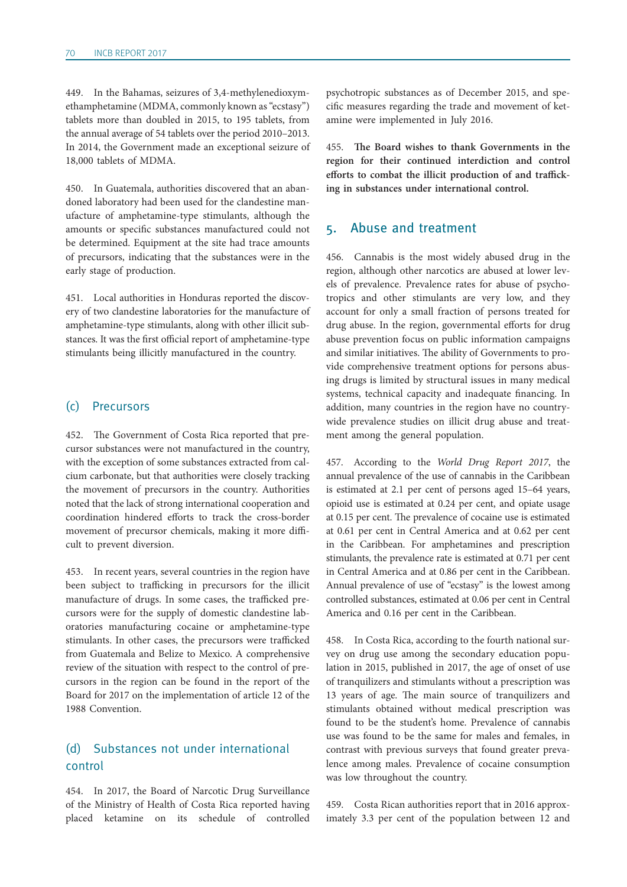449. In the Bahamas, seizures of 3,4-methylenedioxymethamphetamine (MDMA, commonly known as "ecstasy") tablets more than doubled in 2015, to 195 tablets, from the annual average of 54 tablets over the period 2010–2013. In 2014, the Government made an exceptional seizure of 18,000 tablets of MDMA.

450. In Guatemala, authorities discovered that an abandoned laboratory had been used for the clandestine manufacture of amphetamine-type stimulants, although the amounts or specific substances manufactured could not be determined. Equipment at the site had trace amounts of precursors, indicating that the substances were in the early stage of production.

451. Local authorities in Honduras reported the discovery of two clandestine laboratories for the manufacture of amphetamine-type stimulants, along with other illicit substances. It was the first official report of amphetamine-type stimulants being illicitly manufactured in the country.

### (c) Precursors

452. The Government of Costa Rica reported that precursor substances were not manufactured in the country, with the exception of some substances extracted from calcium carbonate, but that authorities were closely tracking the movement of precursors in the country. Authorities noted that the lack of strong international cooperation and coordination hindered efforts to track the cross-border movement of precursor chemicals, making it more difficult to prevent diversion.

453. In recent years, several countries in the region have been subject to trafficking in precursors for the illicit manufacture of drugs. In some cases, the trafficked precursors were for the supply of domestic clandestine laboratories manufacturing cocaine or amphetamine-type stimulants. In other cases, the precursors were trafficked from Guatemala and Belize to Mexico. A comprehensive review of the situation with respect to the control of precursors in the region can be found in the report of the Board for 2017 on the implementation of article 12 of the 1988 Convention.

### (d) Substances not under international control

454. In 2017, the Board of Narcotic Drug Surveillance of the Ministry of Health of Costa Rica reported having placed ketamine on its schedule of controlled psychotropic substances as of December 2015, and specific measures regarding the trade and movement of ketamine were implemented in July 2016.

455. **The Board wishes to thank Governments in the region for their continued interdiction and control efforts to combat the illicit production of and trafficking in substances under international control.**

## 5. Abuse and treatment

456. Cannabis is the most widely abused drug in the region, although other narcotics are abused at lower levels of prevalence. Prevalence rates for abuse of psychotropics and other stimulants are very low, and they account for only a small fraction of persons treated for drug abuse. In the region, governmental efforts for drug abuse prevention focus on public information campaigns and similar initiatives. The ability of Governments to provide comprehensive treatment options for persons abusing drugs is limited by structural issues in many medical systems, technical capacity and inadequate financing. In addition, many countries in the region have no country-wide prevalence studies on illicit drug abuse and treatment among the general population.

457. According to the *World Drug Report 2017*, the annual prevalence of the use of cannabis in the Caribbean is estimated at 2.1 per cent of persons aged 15–64 years, opioid use is estimated at 0.24 per cent, and opiate usage at 0.15 per cent. The prevalence of cocaine use is estimated at 0.61 per cent in Central America and at 0.62 per cent in the Caribbean. For amphetamines and prescription stimulants, the prevalence rate is estimated at 0.71 per cent in Central America and at 0.86 per cent in the Caribbean. Annual prevalence of use of "ecstasy" is the lowest among controlled substances, estimated at 0.06 per cent in Central America and 0.16 per cent in the Caribbean.

458. In Costa Rica, according to the fourth national survey on drug use among the secondary education population in 2015, published in 2017, the age of onset of use of tranquilizers and stimulants without a prescription was 13 years of age. The main source of tranquilizers and stimulants obtained without medical prescription was found to be the student's home. Prevalence of cannabis use was found to be the same for males and females, in contrast with previous surveys that found greater prevalence among males. Prevalence of cocaine consumption was low throughout the country.

459. Costa Rican authorities report that in 2016 approximately 3.3 per cent of the population between 12 and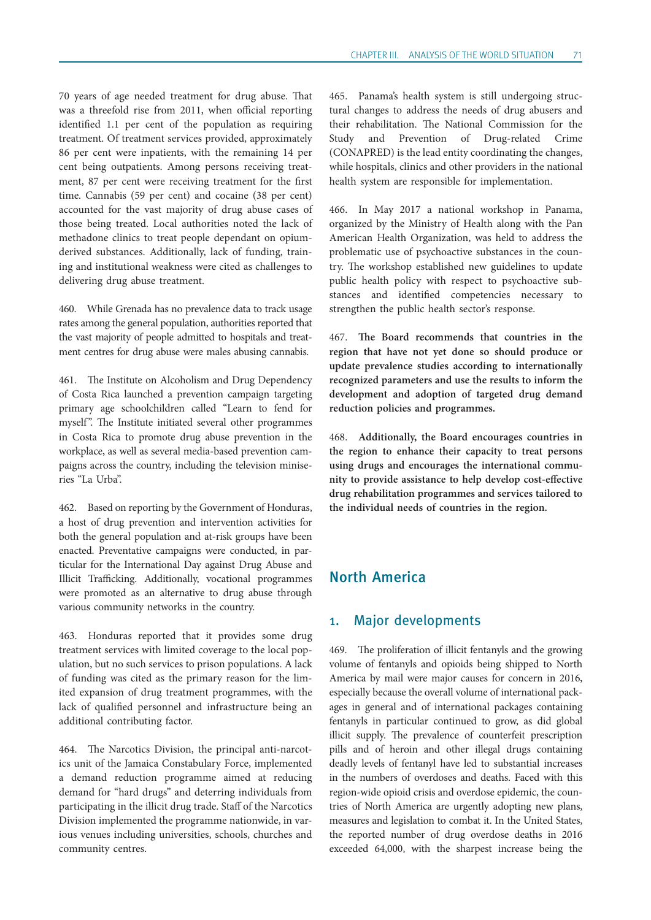70 years of age needed treatment for drug abuse. That was a threefold rise from 2011, when official reporting identified 1.1 per cent of the population as requiring treatment. Of treatment services provided, approximately 86 per cent were inpatients, with the remaining 14 per cent being outpatients. Among persons receiving treatment, 87 per cent were receiving treatment for the first time. Cannabis (59 per cent) and cocaine (38 per cent) accounted for the vast majority of drug abuse cases of those being treated. Local authorities noted the lack of methadone clinics to treat people dependant on opium-derived substances. Additionally, lack of funding, training and institutional weakness were cited as challenges to delivering drug abuse treatment.

460. While Grenada has no prevalence data to track usage rates among the general population, authorities reported that the vast majority of people admitted to hospitals and treatment centres for drug abuse were males abusing cannabis.

461. The Institute on Alcoholism and Drug Dependency of Costa Rica launched a prevention campaign targeting primary age schoolchildren called "Learn to fend for myself". The Institute initiated several other programmes in Costa Rica to promote drug abuse prevention in the workplace, as well as several media-based prevention campaigns across the country, including the television miniseries "La Urba".

462. Based on reporting by the Government of Honduras, a host of drug prevention and intervention activities for both the general population and at-risk groups have been enacted. Preventative campaigns were conducted, in particular for the International Day against Drug Abuse and Illicit Trafficking. Additionally, vocational programmes were promoted as an alternative to drug abuse through various community networks in the country.

463. Honduras reported that it provides some drug treatment services with limited coverage to the local population, but no such services to prison populations. A lack of funding was cited as the primary reason for the limited expansion of drug treatment programmes, with the lack of qualified personnel and infrastructure being an additional contributing factor.

464. The Narcotics Division, the principal anti-narcotics unit of the Jamaica Constabulary Force, implemented a demand reduction programme aimed at reducing demand for "hard drugs" and deterring individuals from participating in the illicit drug trade. Staff of the Narcotics Division implemented the programme nationwide, in various venues including universities, schools, churches and community centres.

465. Panama's health system is still undergoing structural changes to address the needs of drug abusers and their rehabilitation. The National Commission for the Study and Prevention of Drug-related Crime (CONAPRED) is the lead entity coordinating the changes, while hospitals, clinics and other providers in the national health system are responsible for implementation.

466. In May 2017 a national workshop in Panama, organized by the Ministry of Health along with the Pan American Health Organization, was held to address the problematic use of psychoactive substances in the country. The workshop established new guidelines to update public health policy with respect to psychoactive substances and identified competencies necessary to strengthen the public health sector's response.

467. **The Board recommends that countries in the region that have not yet done so should produce or update prevalence studies according to internationally recognized parameters and use the results to inform the development and adoption of targeted drug demand reduction policies and programmes.**

468. **Additionally, the Board encourages countries in the region to enhance their capacity to treat persons using drugs and encourages the international community to provide assistance to help develop cost-effective drug rehabilitation programmes and services tailored to the individual needs of countries in the region.**

## North America

### 1. Major developments

469. The proliferation of illicit fentanyls and the growing volume of fentanyls and opioids being shipped to North America by mail were major causes for concern in 2016, especially because the overall volume of international packages in general and of international packages containing fentanyls in particular continued to grow, as did global illicit supply. The prevalence of counterfeit prescription pills and of heroin and other illegal drugs containing deadly levels of fentanyl have led to substantial increases in the numbers of overdoses and deaths. Faced with this region-wide opioid crisis and overdose epidemic, the countries of North America are urgently adopting new plans, measures and legislation to combat it. In the United States, the reported number of drug overdose deaths in 2016 exceeded 64,000, with the sharpest increase being the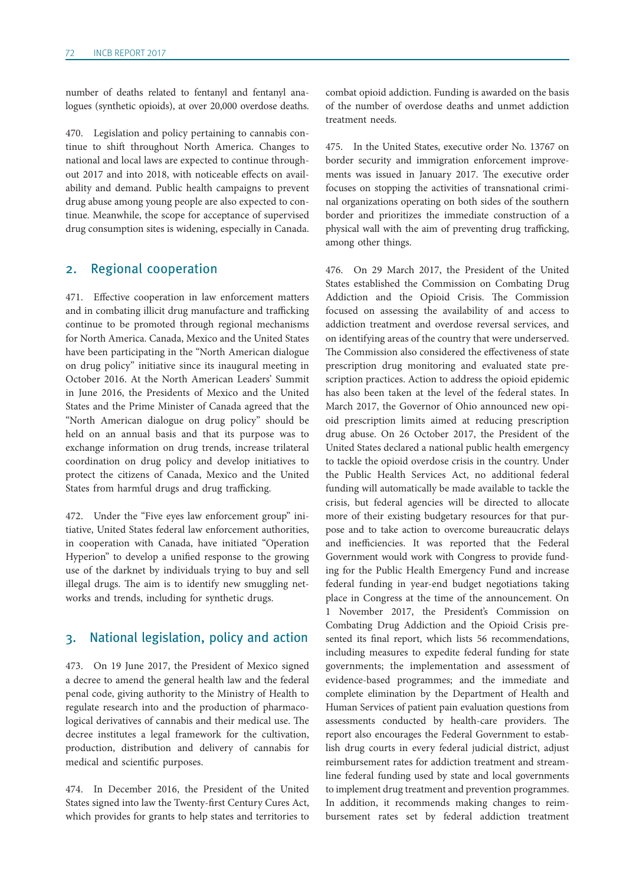number of deaths related to fentanyl and fentanyl analogues (synthetic opioids), at over 20,000 overdose deaths.

470. Legislation and policy pertaining to cannabis continue to shift throughout North America. Changes to national and local laws are expected to continue throughout 2017 and into 2018, with noticeable effects on availability and demand. Public health campaigns to prevent drug abuse among young people are also expected to continue. Meanwhile, the scope for acceptance of supervised drug consumption sites is widening, especially in Canada.

## 2. Regional cooperation

471. Effective cooperation in law enforcement matters and in combating illicit drug manufacture and trafficking continue to be promoted through regional mechanisms for North America. Canada, Mexico and the United States have been participating in the "North American dialogue on drug policy" initiative since its inaugural meeting in October 2016. At the North American Leaders' Summit in June 2016, the Presidents of Mexico and the United States and the Prime Minister of Canada agreed that the "North American dialogue on drug policy" should be held on an annual basis and that its purpose was to exchange information on drug trends, increase trilateral coordination on drug policy and develop initiatives to protect the citizens of Canada, Mexico and the United States from harmful drugs and drug trafficking.

472. Under the "Five eyes law enforcement group" initiative, United States federal law enforcement authorities, in cooperation with Canada, have initiated "Operation Hyperion" to develop a unified response to the growing use of the darknet by individuals trying to buy and sell illegal drugs. The aim is to identify new smuggling networks and trends, including for synthetic drugs.

## 3. National legislation, policy and action

473. On 19 June 2017, the President of Mexico signed a decree to amend the general health law and the federal penal code, giving authority to the Ministry of Health to regulate research into and the production of pharmacological derivatives of cannabis and their medical use. The decree institutes a legal framework for the cultivation, production, distribution and delivery of cannabis for medical and scientific purposes.

474. In December 2016, the President of the United States signed into law the Twenty-first Century Cures Act, which provides for grants to help states and territories to combat opioid addiction. Funding is awarded on the basis of the number of overdose deaths and unmet addiction treatment needs.

475. In the United States, executive order No. 13767 on border security and immigration enforcement improvements was issued in January 2017. The executive order focuses on stopping the activities of transnational criminal organizations operating on both sides of the southern border and prioritizes the immediate construction of a physical wall with the aim of preventing drug trafficking, among other things.

476. On 29 March 2017, the President of the United States established the Commission on Combating Drug Addiction and the Opioid Crisis. The Commission focused on assessing the availability of and access to addiction treatment and overdose reversal services, and on identifying areas of the country that were underserved. The Commission also considered the effectiveness of state prescription drug monitoring and evaluated state prescription practices. Action to address the opioid epidemic has also been taken at the level of the federal states. In March 2017, the Governor of Ohio announced new opioid prescription limits aimed at reducing prescription drug abuse. On 26 October 2017, the President of the United States declared a national public health emergency to tackle the opioid overdose crisis in the country. Under the Public Health Services Act, no additional federal funding will automatically be made available to tackle the crisis, but federal agencies will be directed to allocate more of their existing budgetary resources for that purpose and to take action to overcome bureaucratic delays and inefficiencies. It was reported that the Federal Government would work with Congress to provide funding for the Public Health Emergency Fund and increase federal funding in year-end budget negotiations taking place in Congress at the time of the announcement. On 1 November 2017, the President's Commission on Combating Drug Addiction and the Opioid Crisis presented its final report, which lists 56 recommendations, including measures to expedite federal funding for state governments; the implementation and assessment of evidence-based programmes; and the immediate and complete elimination by the Department of Health and Human Services of patient pain evaluation questions from assessments conducted by health-care providers. The report also encourages the Federal Government to establish drug courts in every federal judicial district, adjust reimbursement rates for addiction treatment and streamline federal funding used by state and local governments to implement drug treatment and prevention programmes. In addition, it recommends making changes to reimbursement rates set by federal addiction treatment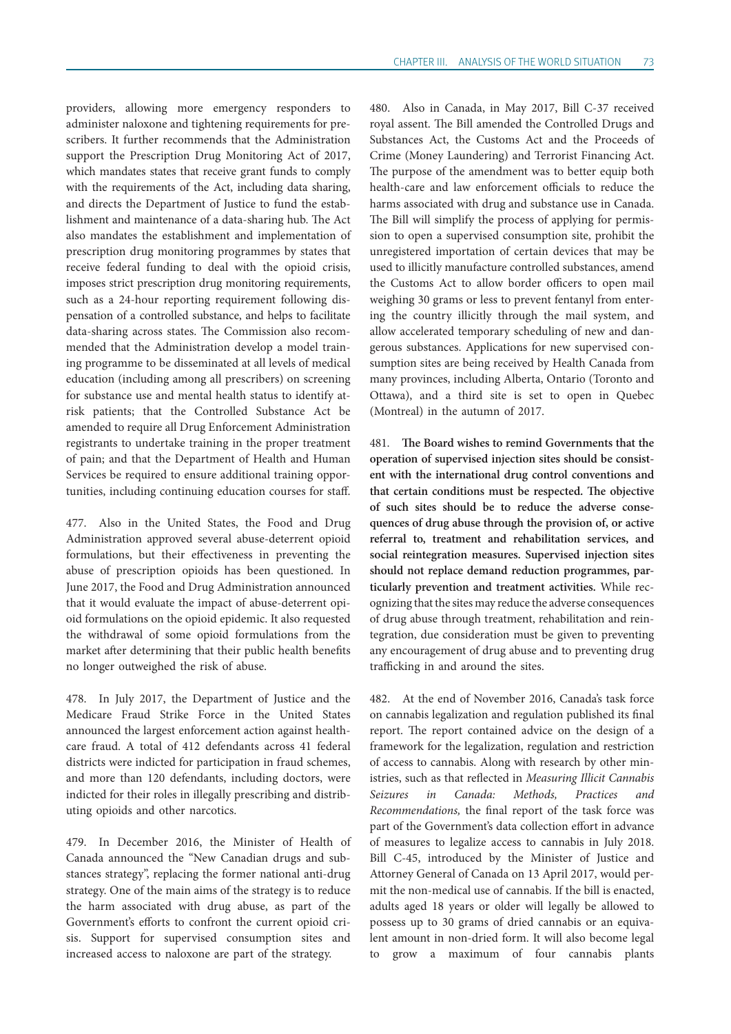providers, allowing more emergency responders to administer naloxone and tightening requirements for prescribers. It further recommends that the Administration support the Prescription Drug Monitoring Act of 2017, which mandates states that receive grant funds to comply with the requirements of the Act, including data sharing, and directs the Department of Justice to fund the establishment and maintenance of a data-sharing hub. The Act also mandates the establishment and implementation of prescription drug monitoring programmes by states that receive federal funding to deal with the opioid crisis, imposes strict prescription drug monitoring requirements, such as a 24-hour reporting requirement following dispensation of a controlled substance, and helps to facilitate data-sharing across states. The Commission also recommended that the Administration develop a model training programme to be disseminated at all levels of medical education (including among all prescribers) on screening for substance use and mental health status to identify at-risk patients; that the Controlled Substance Act be amended to require all Drug Enforcement Administration registrants to undertake training in the proper treatment of pain; and that the Department of Health and Human Services be required to ensure additional training opportunities, including continuing education courses for staff.

477. Also in the United States, the Food and Drug Administration approved several abuse-deterrent opioid formulations, but their effectiveness in preventing the abuse of prescription opioids has been questioned. In June 2017, the Food and Drug Administration announced that it would evaluate the impact of abuse-deterrent opioid formulations on the opioid epidemic. It also requested the withdrawal of some opioid formulations from the market after determining that their public health benefits no longer outweighed the risk of abuse.

478. In July 2017, the Department of Justice and the Medicare Fraud Strike Force in the United States announced the largest enforcement action against health-care fraud. A total of 412 defendants across 41 federal districts were indicted for participation in fraud schemes, and more than 120 defendants, including doctors, were indicted for their roles in illegally prescribing and distributing opioids and other narcotics.

479. In December 2016, the Minister of Health of Canada announced the "New Canadian drugs and substances strategy", replacing the former national anti-drug strategy. One of the main aims of the strategy is to reduce the harm associated with drug abuse, as part of the Government's efforts to confront the current opioid crisis. Support for supervised consumption sites and increased access to naloxone are part of the strategy.

480. Also in Canada, in May 2017, Bill C-37 received royal assent. The Bill amended the Controlled Drugs and Substances Act, the Customs Act and the Proceeds of Crime (Money Laundering) and Terrorist Financing Act. The purpose of the amendment was to better equip both health-care and law enforcement officials to reduce the harms associated with drug and substance use in Canada. The Bill will simplify the process of applying for permission to open a supervised consumption site, prohibit the unregistered importation of certain devices that may be used to illicitly manufacture controlled substances, amend the Customs Act to allow border officers to open mail weighing 30 grams or less to prevent fentanyl from entering the country illicitly through the mail system, and allow accelerated temporary scheduling of new and dangerous substances. Applications for new supervised consumption sites are being received by Health Canada from many provinces, including Alberta, Ontario (Toronto and Ottawa), and a third site is set to open in Quebec (Montreal) in the autumn of 2017.

481. **The Board wishes to remind Governments that the operation of supervised injection sites should be consistent with the international drug control conventions and that certain conditions must be respected. The objective of such sites should be to reduce the adverse consequences of drug abuse through the provision of, or active referral to, treatment and rehabilitation services, and social reintegration measures. Supervised injection sites should not replace demand reduction programmes, particularly prevention and treatment activities.** While recognizing that the sites may reduce the adverse consequences of drug abuse through treatment, rehabilitation and reintegration, due consideration must be given to preventing any encouragement of drug abuse and to preventing drug trafficking in and around the sites.

482. At the end of November 2016, Canada's task force on cannabis legalization and regulation published its final report. The report contained advice on the design of a framework for the legalization, regulation and restriction of access to cannabis. Along with research by other ministries, such as that reflected in *Measuring Illicit Cannabis Seizures in Canada: Methods, Practices and Recommendations,* the final report of the task force was part of the Government's data collection effort in advance of measures to legalize access to cannabis in July 2018. Bill C-45, introduced by the Minister of Justice and Attorney General of Canada on 13 April 2017, would permit the non-medical use of cannabis. If the bill is enacted, adults aged 18 years or older will legally be allowed to possess up to 30 grams of dried cannabis or an equivalent amount in non-dried form. It will also become legal to grow a maximum of four cannabis plants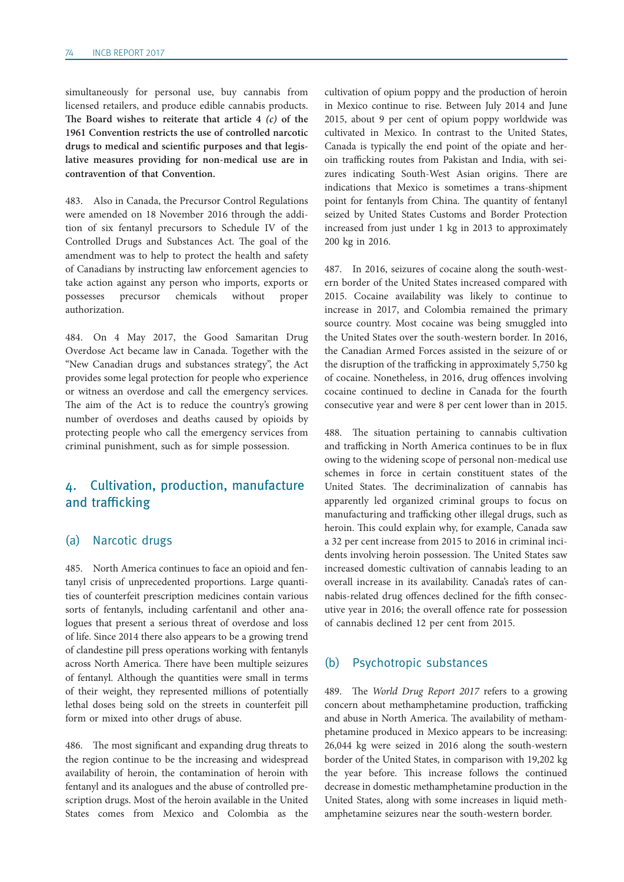simultaneously for personal use, buy cannabis from licensed retailers, and produce edible cannabis products. **The Board wishes to reiterate that article 4 *(c)* of the 1961 Convention restricts the use of controlled narcotic drugs to medical and scientific purposes and that legislative measures providing for non-medical use are in contravention of that Convention.**

483. Also in Canada, the Precursor Control Regulations were amended on 18 November 2016 through the addition of six fentanyl precursors to Schedule IV of the Controlled Drugs and Substances Act. The goal of the amendment was to help to protect the health and safety of Canadians by instructing law enforcement agencies to take action against any person who imports, exports or possesses precursor chemicals without proper authorization.

484. On 4 May 2017, the Good Samaritan Drug Overdose Act became law in Canada. Together with the "New Canadian drugs and substances strategy", the Act provides some legal protection for people who experience or witness an overdose and call the emergency services. The aim of the Act is to reduce the country's growing number of overdoses and deaths caused by opioids by protecting people who call the emergency services from criminal punishment, such as for simple possession.

## 4. Cultivation, production, manufacture and trafficking

### (a) Narcotic drugs

485. North America continues to face an opioid and fentanyl crisis of unprecedented proportions. Large quantities of counterfeit prescription medicines contain various sorts of fentanyls, including carfentanil and other analogues that present a serious threat of overdose and loss of life. Since 2014 there also appears to be a growing trend of clandestine pill press operations working with fentanyls across North America. There have been multiple seizures of fentanyl. Although the quantities were small in terms of their weight, they represented millions of potentially lethal doses being sold on the streets in counterfeit pill form or mixed into other drugs of abuse.

486. The most significant and expanding drug threats to the region continue to be the increasing and widespread availability of heroin, the contamination of heroin with fentanyl and its analogues and the abuse of controlled prescription drugs. Most of the heroin available in the United States comes from Mexico and Colombia as the cultivation of opium poppy and the production of heroin in Mexico continue to rise. Between July 2014 and June 2015, about 9 per cent of opium poppy worldwide was cultivated in Mexico. In contrast to the United States, Canada is typically the end point of the opiate and heroin trafficking routes from Pakistan and India, with seizures indicating South-West Asian origins. There are indications that Mexico is sometimes a trans-shipment point for fentanyls from China. The quantity of fentanyl seized by United States Customs and Border Protection increased from just under 1 kg in 2013 to approximately 200 kg in 2016.

487. In 2016, seizures of cocaine along the south-western border of the United States increased compared with 2015. Cocaine availability was likely to continue to increase in 2017, and Colombia remained the primary source country. Most cocaine was being smuggled into the United States over the south-western border. In 2016, the Canadian Armed Forces assisted in the seizure of or the disruption of the trafficking in approximately 5,750 kg of cocaine. Nonetheless, in 2016, drug offences involving cocaine continued to decline in Canada for the fourth consecutive year and were 8 per cent lower than in 2015.

488. The situation pertaining to cannabis cultivation and trafficking in North America continues to be in flux owing to the widening scope of personal non-medical use schemes in force in certain constituent states of the United States. The decriminalization of cannabis has apparently led organized criminal groups to focus on manufacturing and trafficking other illegal drugs, such as heroin. This could explain why, for example, Canada saw a 32 per cent increase from 2015 to 2016 in criminal incidents involving heroin possession. The United States saw increased domestic cultivation of cannabis leading to an overall increase in its availability. Canada's rates of cannabis-related drug offences declined for the fifth consecutive year in 2016; the overall offence rate for possession of cannabis declined 12 per cent from 2015.

### (b) Psychotropic substances

489. The *World Drug Report 2017* refers to a growing concern about methamphetamine production, trafficking and abuse in North America. The availability of methamphetamine produced in Mexico appears to be increasing: 26,044 kg were seized in 2016 along the south-western border of the United States, in comparison with 19,202 kg the year before. This increase follows the continued decrease in domestic methamphetamine production in the United States, along with some increases in liquid methamphetamine seizures near the south-western border.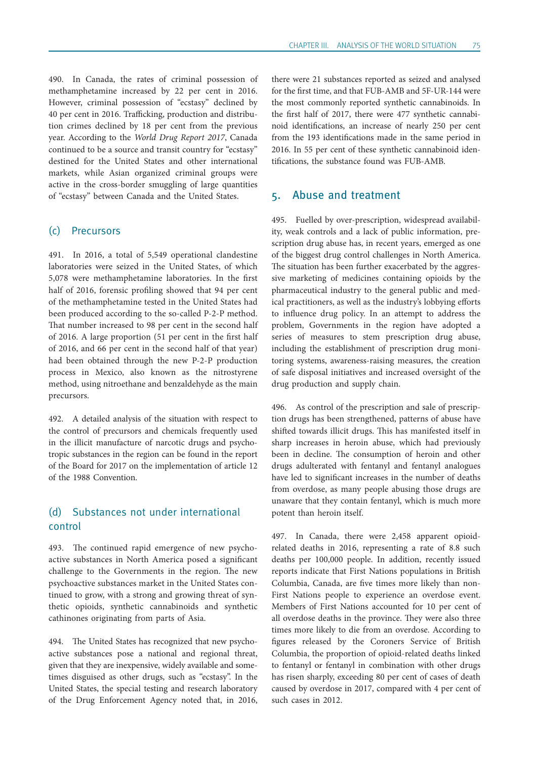490. In Canada, the rates of criminal possession of methamphetamine increased by 22 per cent in 2016. However, criminal possession of "ecstasy" declined by 40 per cent in 2016. Trafficking, production and distribution crimes declined by 18 per cent from the previous year. According to the *World Drug Report 2017*, Canada continued to be a source and transit country for "ecstasy" destined for the United States and other international markets, while Asian organized criminal groups were active in the cross-border smuggling of large quantities of "ecstasy" between Canada and the United States.

### (c) Precursors

491. In 2016, a total of 5,549 operational clandestine laboratories were seized in the United States, of which 5,078 were methamphetamine laboratories. In the first half of 2016, forensic profiling showed that 94 per cent of the methamphetamine tested in the United States had been produced according to the so-called P-2-P method. That number increased to 98 per cent in the second half of 2016. A large proportion (51 per cent in the first half of 2016, and 66 per cent in the second half of that year) had been obtained through the new P-2-P production process in Mexico, also known as the nitrostyrene method, using nitroethane and benzaldehyde as the main precursors.

492. A detailed analysis of the situation with respect to the control of precursors and chemicals frequently used in the illicit manufacture of narcotic drugs and psychotropic substances in the region can be found in the report of the Board for 2017 on the implementation of article 12 of the 1988 Convention.

### (d) Substances not under international control

493. The continued rapid emergence of new psychoactive substances in North America posed a significant challenge to the Governments in the region. The new psychoactive substances market in the United States continued to grow, with a strong and growing threat of synthetic opioids, synthetic cannabinoids and synthetic cathinones originating from parts of Asia.

494. The United States has recognized that new psychoactive substances pose a national and regional threat, given that they are inexpensive, widely available and sometimes disguised as other drugs, such as "ecstasy". In the United States, the special testing and research laboratory of the Drug Enforcement Agency noted that, in 2016, there were 21 substances reported as seized and analysed for the first time, and that FUB-AMB and 5F-UR-144 were the most commonly reported synthetic cannabinoids. In the first half of 2017, there were 477 synthetic cannabinoid identifications, an increase of nearly 250 per cent from the 193 identifications made in the same period in 2016. In 55 per cent of these synthetic cannabinoid identifications, the substance found was FUB-AMB.

## 5. Abuse and treatment

495. Fuelled by over-prescription, widespread availability, weak controls and a lack of public information, prescription drug abuse has, in recent years, emerged as one of the biggest drug control challenges in North America. The situation has been further exacerbated by the aggressive marketing of medicines containing opioids by the pharmaceutical industry to the general public and medical practitioners, as well as the industry's lobbying efforts to influence drug policy. In an attempt to address the problem, Governments in the region have adopted a series of measures to stem prescription drug abuse, including the establishment of prescription drug monitoring systems, awareness-raising measures, the creation of safe disposal initiatives and increased oversight of the drug production and supply chain.

496. As control of the prescription and sale of prescription drugs has been strengthened, patterns of abuse have shifted towards illicit drugs. This has manifested itself in sharp increases in heroin abuse, which had previously been in decline. The consumption of heroin and other drugs adulterated with fentanyl and fentanyl analogues have led to significant increases in the number of deaths from overdose, as many people abusing those drugs are unaware that they contain fentanyl, which is much more potent than heroin itself.

497. In Canada, there were 2,458 apparent opioid-related deaths in 2016, representing a rate of 8.8 such deaths per 100,000 people. In addition, recently issued reports indicate that First Nations populations in British Columbia, Canada, are five times more likely than non-First Nations people to experience an overdose event. Members of First Nations accounted for 10 per cent of all overdose deaths in the province. They were also three times more likely to die from an overdose. According to figures released by the Coroners Service of British Columbia, the proportion of opioid-related deaths linked to fentanyl or fentanyl in combination with other drugs has risen sharply, exceeding 80 per cent of cases of death caused by overdose in 2017, compared with 4 per cent of such cases in 2012.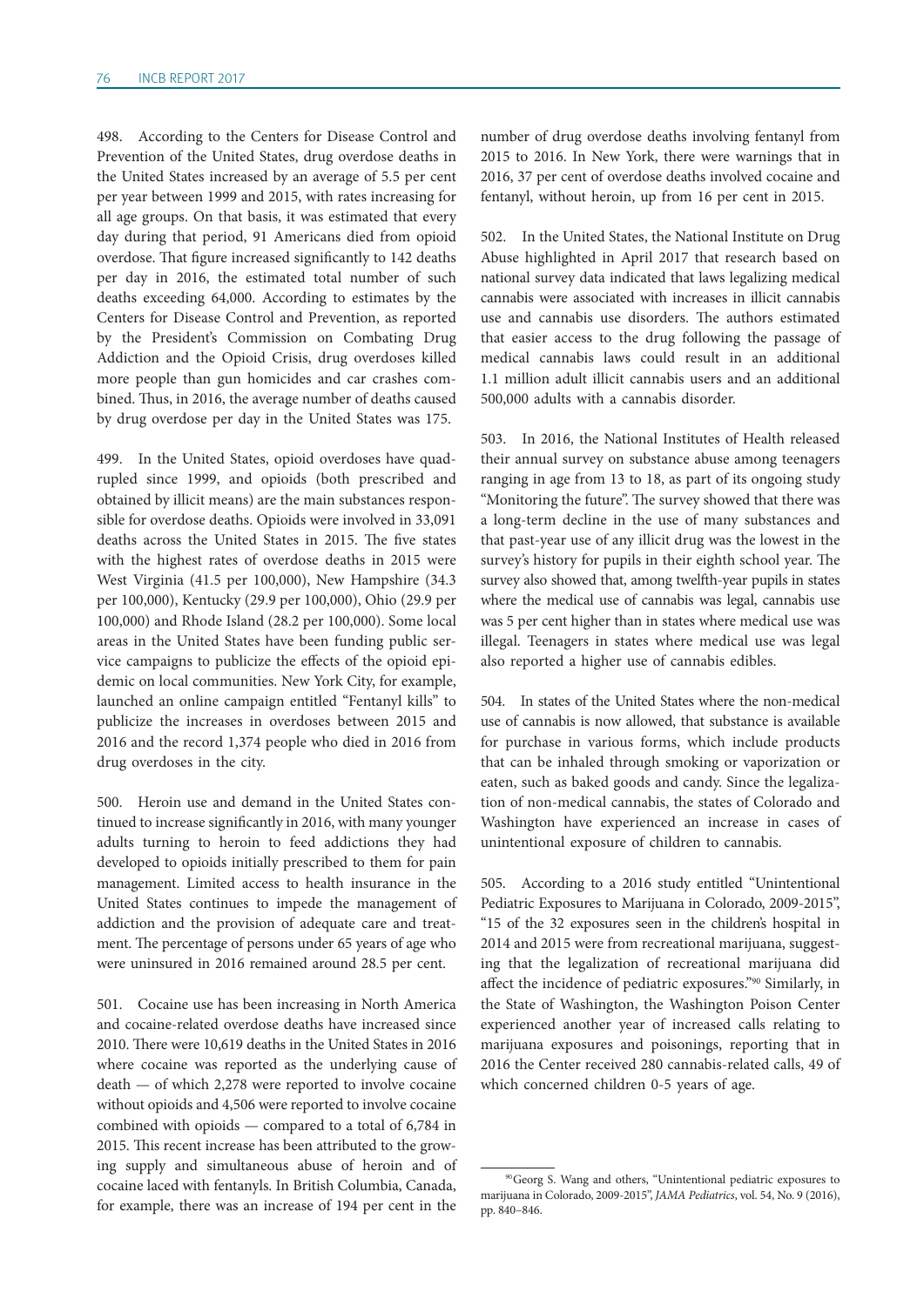498. According to the Centers for Disease Control and Prevention of the United States, drug overdose deaths in the United States increased by an average of 5.5 per cent per year between 1999 and 2015, with rates increasing for all age groups. On that basis, it was estimated that every day during that period, 91 Americans died from opioid overdose. That figure increased significantly to 142 deaths per day in 2016, the estimated total number of such deaths exceeding 64,000. According to estimates by the Centers for Disease Control and Prevention, as reported by the President's Commission on Combating Drug Addiction and the Opioid Crisis, drug overdoses killed more people than gun homicides and car crashes combined. Thus, in 2016, the average number of deaths caused by drug overdose per day in the United States was 175.

499. In the United States, opioid overdoses have quadrupled since 1999, and opioids (both prescribed and obtained by illicit means) are the main substances responsible for overdose deaths. Opioids were involved in 33,091 deaths across the United States in 2015. The five states with the highest rates of overdose deaths in 2015 were West Virginia (41.5 per 100,000), New Hampshire (34.3 per 100,000), Kentucky (29.9 per 100,000), Ohio (29.9 per 100,000) and Rhode Island (28.2 per 100,000). Some local areas in the United States have been funding public service campaigns to publicize the effects of the opioid epidemic on local communities. New York City, for example, launched an online campaign entitled "Fentanyl kills" to publicize the increases in overdoses between 2015 and 2016 and the record 1,374 people who died in 2016 from drug overdoses in the city.

500. Heroin use and demand in the United States continued to increase significantly in 2016, with many younger adults turning to heroin to feed addictions they had developed to opioids initially prescribed to them for pain management. Limited access to health insurance in the United States continues to impede the management of addiction and the provision of adequate care and treatment. The percentage of persons under 65 years of age who were uninsured in 2016 remained around 28.5 per cent.

501. Cocaine use has been increasing in North America and cocaine-related overdose deaths have increased since 2010. There were 10,619 deaths in the United States in 2016 where cocaine was reported as the underlying cause of death — of which 2,278 were reported to involve cocaine without opioids and 4,506 were reported to involve cocaine combined with opioids — compared to a total of 6,784 in 2015. This recent increase has been attributed to the growing supply and simultaneous abuse of heroin and of cocaine laced with fentanyls. In British Columbia, Canada, for example, there was an increase of 194 per cent in the number of drug overdose deaths involving fentanyl from 2015 to 2016. In New York, there were warnings that in 2016, 37 per cent of overdose deaths involved cocaine and fentanyl, without heroin, up from 16 per cent in 2015.

502. In the United States, the National Institute on Drug Abuse highlighted in April 2017 that research based on national survey data indicated that laws legalizing medical cannabis were associated with increases in illicit cannabis use and cannabis use disorders. The authors estimated that easier access to the drug following the passage of medical cannabis laws could result in an additional 1.1 million adult illicit cannabis users and an additional 500,000 adults with a cannabis disorder.

503. In 2016, the National Institutes of Health released their annual survey on substance abuse among teenagers ranging in age from 13 to 18, as part of its ongoing study "Monitoring the future". The survey showed that there was a long-term decline in the use of many substances and that past-year use of any illicit drug was the lowest in the survey's history for pupils in their eighth school year. The survey also showed that, among twelfth-year pupils in states where the medical use of cannabis was legal, cannabis use was 5 per cent higher than in states where medical use was illegal. Teenagers in states where medical use was legal also reported a higher use of cannabis edibles.

504. In states of the United States where the non-medical use of cannabis is now allowed, that substance is available for purchase in various forms, which include products that can be inhaled through smoking or vaporization or eaten, such as baked goods and candy. Since the legalization of non-medical cannabis, the states of Colorado and Washington have experienced an increase in cases of unintentional exposure of children to cannabis.

505. According to a 2016 study entitled "Unintentional Pediatric Exposures to Marijuana in Colorado, 2009-2015", "15 of the 32 exposures seen in the children's hospital in 2014 and 2015 were from recreational marijuana, suggesting that the legalization of recreational marijuana did affect the incidence of pediatric exposures."[90] Similarly, in the State of Washington, the Washington Poison Center experienced another year of increased calls relating to marijuana exposures and poisonings, reporting that in 2016 the Center received 280 cannabis-related calls, 49 of which concerned children 0-5 years of age.

---

[90] Georg S. Wang and others, "Unintentional pediatric exposures to marijuana in Colorado, 2009-2015", *JAMA Pediatrics*, vol. 54, No. 9 (2016), pp. 840–846.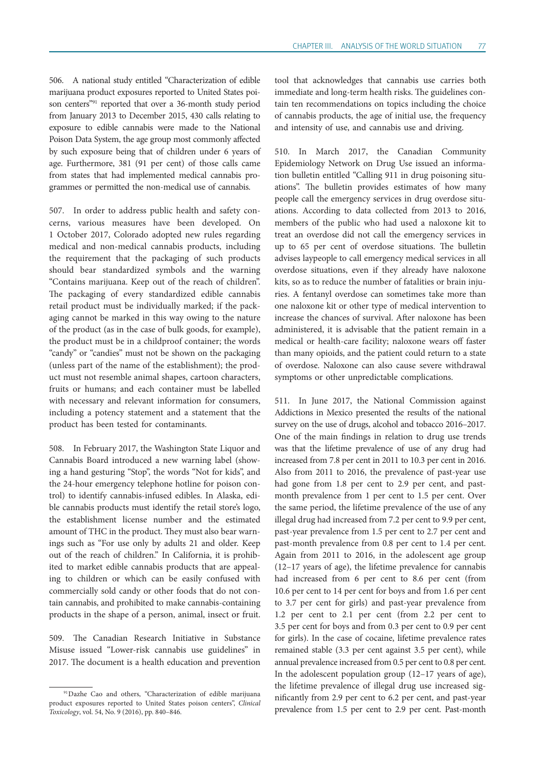506. A national study entitled "Characterization of edible marijuana product exposures reported to United States poison centers"[91] reported that over a 36-month study period from January 2013 to December 2015, 430 calls relating to exposure to edible cannabis were made to the National Poison Data System, the age group most commonly affected by such exposure being that of children under 6 years of age. Furthermore, 381 (91 per cent) of those calls came from states that had implemented medical cannabis programmes or permitted the non-medical use of cannabis.

507. In order to address public health and safety concerns, various measures have been developed. On 1 October 2017, Colorado adopted new rules regarding medical and non-medical cannabis products, including the requirement that the packaging of such products should bear standardized symbols and the warning "Contains marijuana. Keep out of the reach of children". The packaging of every standardized edible cannabis retail product must be individually marked; if the packaging cannot be marked in this way owing to the nature of the product (as in the case of bulk goods, for example), the product must be in a childproof container; the words "candy" or "candies" must not be shown on the packaging (unless part of the name of the establishment); the product must not resemble animal shapes, cartoon characters, fruits or humans; and each container must be labelled with necessary and relevant information for consumers, including a potency statement and a statement that the product has been tested for contaminants.

508. In February 2017, the Washington State Liquor and Cannabis Board introduced a new warning label (showing a hand gesturing "Stop", the words "Not for kids", and the 24-hour emergency telephone hotline for poison control) to identify cannabis-infused edibles. In Alaska, edible cannabis products must identify the retail store's logo, the establishment license number and the estimated amount of THC in the product. They must also bear warnings such as "For use only by adults 21 and older. Keep out of the reach of children." In California, it is prohibited to market edible cannabis products that are appealing to children or which can be easily confused with commercially sold candy or other foods that do not contain cannabis, and prohibited to make cannabis-containing products in the shape of a person, animal, insect or fruit.

509. The Canadian Research Initiative in Substance Misuse issued "Lower-risk cannabis use guidelines" in 2017. The document is a health education and prevention tool that acknowledges that cannabis use carries both immediate and long-term health risks. The guidelines contain ten recommendations on topics including the choice of cannabis products, the age of initial use, the frequency and intensity of use, and cannabis use and driving.

510. In March 2017, the Canadian Community Epidemiology Network on Drug Use issued an information bulletin entitled "Calling 911 in drug poisoning situations". The bulletin provides estimates of how many people call the emergency services in drug overdose situations. According to data collected from 2013 to 2016, members of the public who had used a naloxone kit to treat an overdose did not call the emergency services in up to 65 per cent of overdose situations. The bulletin advises laypeople to call emergency medical services in all overdose situations, even if they already have naloxone kits, so as to reduce the number of fatalities or brain injuries. A fentanyl overdose can sometimes take more than one naloxone kit or other type of medical intervention to increase the chances of survival. After naloxone has been administered, it is advisable that the patient remain in a medical or health-care facility; naloxone wears off faster than many opioids, and the patient could return to a state of overdose. Naloxone can also cause severe withdrawal symptoms or other unpredictable complications.

511. In June 2017, the National Commission against Addictions in Mexico presented the results of the national survey on the use of drugs, alcohol and tobacco 2016–2017. One of the main findings in relation to drug use trends was that the lifetime prevalence of use of any drug had increased from 7.8 per cent in 2011 to 10.3 per cent in 2016. Also from 2011 to 2016, the prevalence of past-year use had gone from 1.8 per cent to 2.9 per cent, and past-month prevalence from 1 per cent to 1.5 per cent. Over the same period, the lifetime prevalence of the use of any illegal drug had increased from 7.2 per cent to 9.9 per cent, past-year prevalence from 1.5 per cent to 2.7 per cent and past-month prevalence from 0.8 per cent to 1.4 per cent. Again from 2011 to 2016, in the adolescent age group (12–17 years of age), the lifetime prevalence for cannabis had increased from 6 per cent to 8.6 per cent (from 10.6 per cent to 14 per cent for boys and from 1.6 per cent to 3.7 per cent for girls) and past-year prevalence from 1.2 per cent to 2.1 per cent (from 2.2 per cent to 3.5 per cent for boys and from 0.3 per cent to 0.9 per cent for girls). In the case of cocaine, lifetime prevalence rates remained stable (3.3 per cent against 3.5 per cent), while annual prevalence increased from 0.5 per cent to 0.8 per cent. In the adolescent population group (12–17 years of age), the lifetime prevalence of illegal drug use increased significantly from 2.9 per cent to 6.2 per cent, and past-year prevalence from 1.5 per cent to 2.9 per cent. Past-month

[91] Dazhe Cao and others, "Characterization of edible marijuana product exposures reported to United States poison centers", *Clinical Toxicology*, vol. 54, No. 9 (2016), pp. 840–846.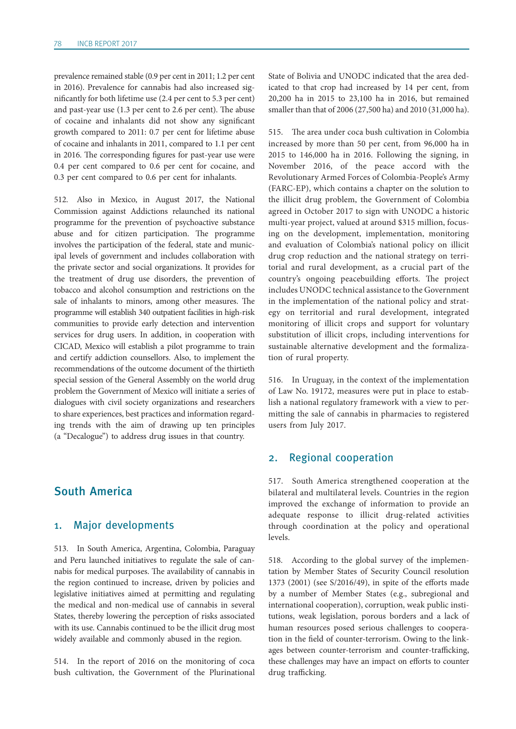prevalence remained stable (0.9 per cent in 2011; 1.2 per cent in 2016). Prevalence for cannabis had also increased significantly for both lifetime use (2.4 per cent to 5.3 per cent) and past-year use (1.3 per cent to 2.6 per cent). The abuse of cocaine and inhalants did not show any significant growth compared to 2011: 0.7 per cent for lifetime abuse of cocaine and inhalants in 2011, compared to 1.1 per cent in 2016. The corresponding figures for past-year use were 0.4 per cent compared to 0.6 per cent for cocaine, and 0.3 per cent compared to 0.6 per cent for inhalants.

512. Also in Mexico, in August 2017, the National Commission against Addictions relaunched its national programme for the prevention of psychoactive substance abuse and for citizen participation. The programme involves the participation of the federal, state and municipal levels of government and includes collaboration with the private sector and social organizations. It provides for the treatment of drug use disorders, the prevention of tobacco and alcohol consumption and restrictions on the sale of inhalants to minors, among other measures. The programme will establish 340 outpatient facilities in high-risk communities to provide early detection and intervention services for drug users. In addition, in cooperation with CICAD, Mexico will establish a pilot programme to train and certify addiction counsellors. Also, to implement the recommendations of the outcome document of the thirtieth special session of the General Assembly on the world drug problem the Government of Mexico will initiate a series of dialogues with civil society organizations and researchers to share experiences, best practices and information regarding trends with the aim of drawing up ten principles (a "Decalogue") to address drug issues in that country.

## South America

### 1. Major developments

513. In South America, Argentina, Colombia, Paraguay and Peru launched initiatives to regulate the sale of cannabis for medical purposes. The availability of cannabis in the region continued to increase, driven by policies and legislative initiatives aimed at permitting and regulating the medical and non-medical use of cannabis in several States, thereby lowering the perception of risks associated with its use. Cannabis continued to be the illicit drug most widely available and commonly abused in the region.

514. In the report of 2016 on the monitoring of coca bush cultivation, the Government of the Plurinational State of Bolivia and UNODC indicated that the area dedicated to that crop had increased by 14 per cent, from 20,200 ha in 2015 to 23,100 ha in 2016, but remained smaller than that of 2006 (27,500 ha) and 2010 (31,000 ha).

515. The area under coca bush cultivation in Colombia increased by more than 50 per cent, from 96,000 ha in 2015 to 146,000 ha in 2016. Following the signing, in November 2016, of the peace accord with the Revolutionary Armed Forces of Colombia-People's Army (FARC-EP), which contains a chapter on the solution to the illicit drug problem, the Government of Colombia agreed in October 2017 to sign with UNODC a historic multi-year project, valued at around $315 million, focusing on the development, implementation, monitoring and evaluation of Colombia's national policy on illicit drug crop reduction and the national strategy on territorial and rural development, as a crucial part of the country's ongoing peacebuilding efforts. The project includes UNODC technical assistance to the Government in the implementation of the national policy and strategy on territorial and rural development, integrated monitoring of illicit crops and support for voluntary substitution of illicit crops, including interventions for sustainable alternative development and the formalization of rural property.

516. In Uruguay, in the context of the implementation of Law No. 19172, measures were put in place to establish a national regulatory framework with a view to permitting the sale of cannabis in pharmacies to registered users from July 2017.

### 2. Regional cooperation

517. South America strengthened cooperation at the bilateral and multilateral levels. Countries in the region improved the exchange of information to provide an adequate response to illicit drug-related activities through coordination at the policy and operational levels.

518. According to the global survey of the implementation by Member States of Security Council resolution 1373 (2001) (see S/2016/49), in spite of the efforts made by a number of Member States (e.g., subregional and international cooperation), corruption, weak public institutions, weak legislation, porous borders and a lack of human resources posed serious challenges to cooperation in the field of counter-terrorism. Owing to the linkages between counter-terrorism and counter-trafficking, these challenges may have an impact on efforts to counter drug trafficking.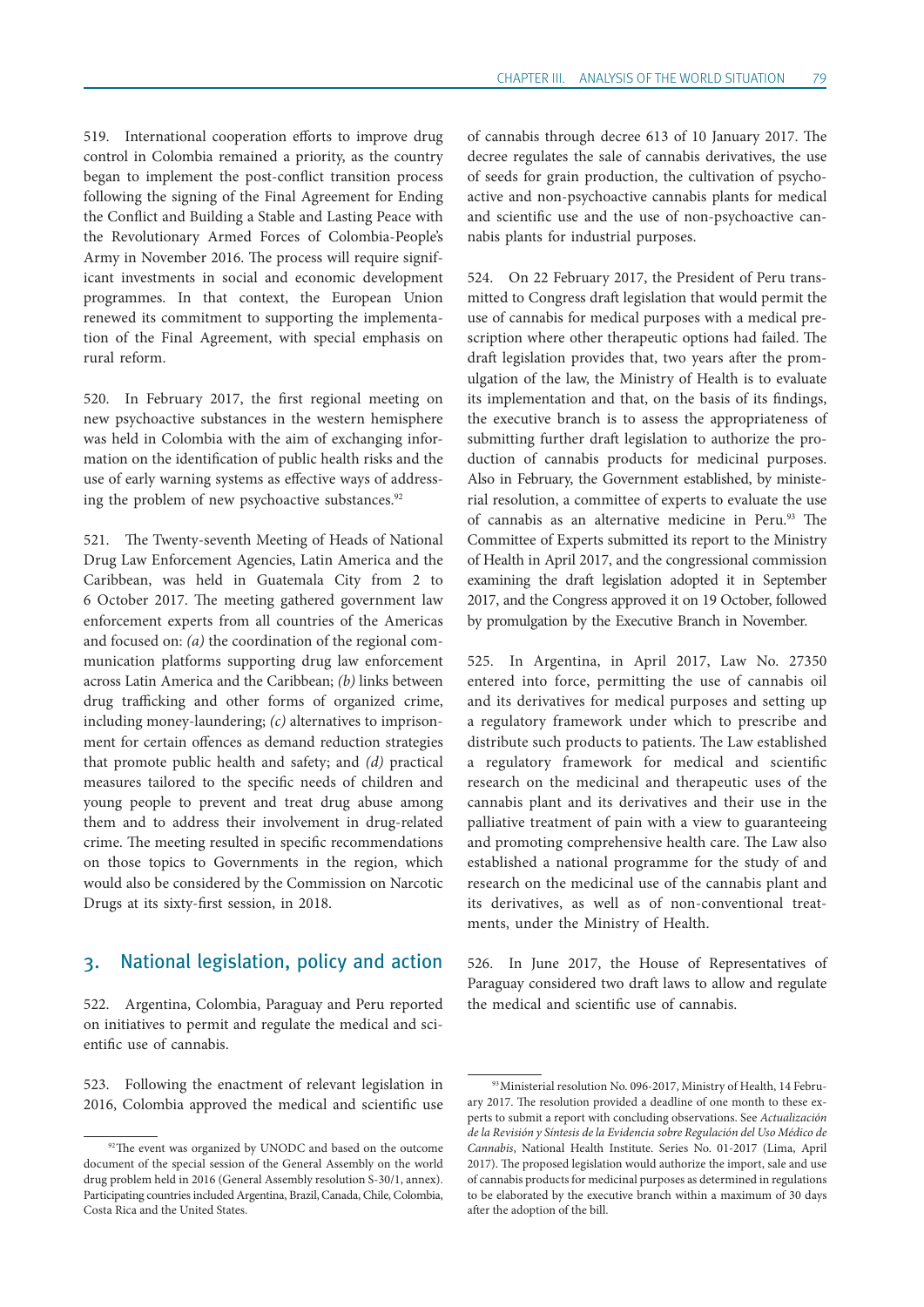519. International cooperation efforts to improve drug control in Colombia remained a priority, as the country began to implement the post-conflict transition process following the signing of the Final Agreement for Ending the Conflict and Building a Stable and Lasting Peace with the Revolutionary Armed Forces of Colombia-People's Army in November 2016. The process will require significant investments in social and economic development programmes. In that context, the European Union renewed its commitment to supporting the implementation of the Final Agreement, with special emphasis on rural reform.

520. In February 2017, the first regional meeting on new psychoactive substances in the western hemisphere was held in Colombia with the aim of exchanging information on the identification of public health risks and the use of early warning systems as effective ways of addressing the problem of new psychoactive substances.[92]

521. The Twenty-seventh Meeting of Heads of National Drug Law Enforcement Agencies, Latin America and the Caribbean, was held in Guatemala City from 2 to 6 October 2017. The meeting gathered government law enforcement experts from all countries of the Americas and focused on: *(a)* the coordination of the regional communication platforms supporting drug law enforcement across Latin America and the Caribbean; *(b)* links between drug trafficking and other forms of organized crime, including money-laundering; *(c)* alternatives to imprisonment for certain offences as demand reduction strategies that promote public health and safety; and *(d)* practical measures tailored to the specific needs of children and young people to prevent and treat drug abuse among them and to address their involvement in drug-related crime. The meeting resulted in specific recommendations on those topics to Governments in the region, which would also be considered by the Commission on Narcotic Drugs at its sixty-first session, in 2018.

## 3. National legislation, policy and action

522. Argentina, Colombia, Paraguay and Peru reported on initiatives to permit and regulate the medical and scientific use of cannabis.

523. Following the enactment of relevant legislation in 2016, Colombia approved the medical and scientific use of cannabis through decree 613 of 10 January 2017. The decree regulates the sale of cannabis derivatives, the use of seeds for grain production, the cultivation of psychoactive and non-psychoactive cannabis plants for medical and scientific use and the use of non-psychoactive cannabis plants for industrial purposes.

524. On 22 February 2017, the President of Peru transmitted to Congress draft legislation that would permit the use of cannabis for medical purposes with a medical prescription where other therapeutic options had failed. The draft legislation provides that, two years after the promulgation of the law, the Ministry of Health is to evaluate its implementation and that, on the basis of its findings, the executive branch is to assess the appropriateness of submitting further draft legislation to authorize the production of cannabis products for medicinal purposes. Also in February, the Government established, by ministerial resolution, a committee of experts to evaluate the use of cannabis as an alternative medicine in Peru.[93] The Committee of Experts submitted its report to the Ministry of Health in April 2017, and the congressional commission examining the draft legislation adopted it in September 2017, and the Congress approved it on 19 October, followed by promulgation by the Executive Branch in November.

525. In Argentina, in April 2017, Law No. 27350 entered into force, permitting the use of cannabis oil and its derivatives for medical purposes and setting up a regulatory framework under which to prescribe and distribute such products to patients. The Law established a regulatory framework for medical and scientific research on the medicinal and therapeutic uses of the cannabis plant and its derivatives and their use in the palliative treatment of pain with a view to guaranteeing and promoting comprehensive health care. The Law also established a national programme for the study of and research on the medicinal use of the cannabis plant and its derivatives, as well as of non-conventional treatments, under the Ministry of Health.

526. In June 2017, the House of Representatives of Paraguay considered two draft laws to allow and regulate the medical and scientific use of cannabis.

---

[92] The event was organized by UNODC and based on the outcome document of the special session of the General Assembly on the world drug problem held in 2016 (General Assembly resolution S-30/1, annex). Participating countries included Argentina, Brazil, Canada, Chile, Colombia, Costa Rica and the United States.

[93] Ministerial resolution No. 096-2017, Ministry of Health, 14 February 2017. The resolution provided a deadline of one month to these experts to submit a report with concluding observations. See *Actualización de la Revisión y Síntesis de la Evidencia sobre Regulación del Uso Médico de Cannabis*, National Health Institute. Series No. 01-2017 (Lima, April 2017). The proposed legislation would authorize the import, sale and use of cannabis products for medicinal purposes as determined in regulations to be elaborated by the executive branch within a maximum of 30 days after the adoption of the bill.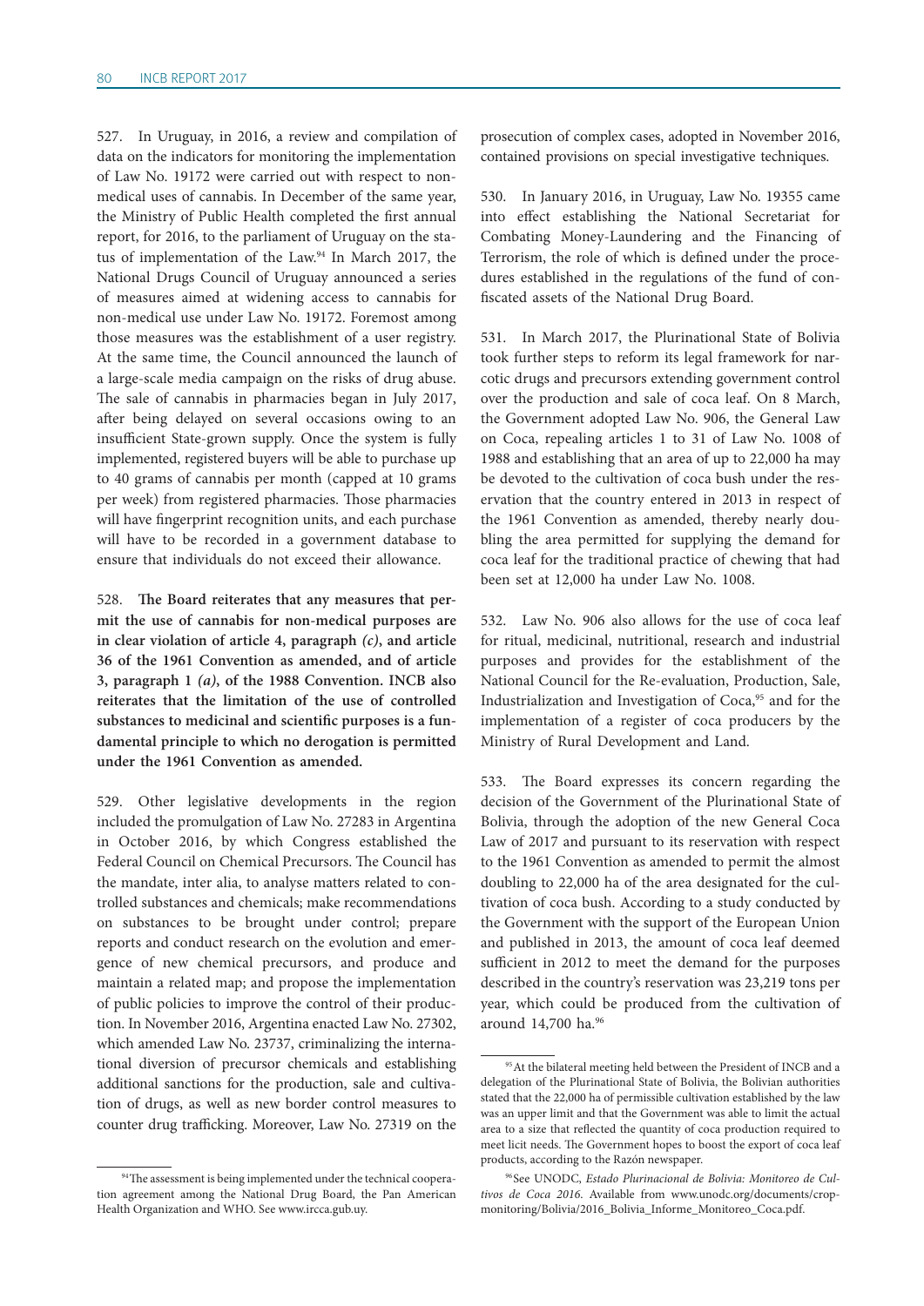527. In Uruguay, in 2016, a review and compilation of data on the indicators for monitoring the implementation of Law No. 19172 were carried out with respect to non-medical uses of cannabis. In December of the same year, the Ministry of Public Health completed the first annual report, for 2016, to the parliament of Uruguay on the status of implementation of the Law.[94] In March 2017, the National Drugs Council of Uruguay announced a series of measures aimed at widening access to cannabis for non-medical use under Law No. 19172. Foremost among those measures was the establishment of a user registry. At the same time, the Council announced the launch of a large-scale media campaign on the risks of drug abuse. The sale of cannabis in pharmacies began in July 2017, after being delayed on several occasions owing to an insufficient State-grown supply. Once the system is fully implemented, registered buyers will be able to purchase up to 40 grams of cannabis per month (capped at 10 grams per week) from registered pharmacies. Those pharmacies will have fingerprint recognition units, and each purchase will have to be recorded in a government database to ensure that individuals do not exceed their allowance.

528. **The Board reiterates that any measures that permit the use of cannabis for non-medical purposes are in clear violation of article 4, paragraph *(c)*, and article 36 of the 1961 Convention as amended, and of article 3, paragraph 1 *(a)*, of the 1988 Convention. INCB also reiterates that the limitation of the use of controlled substances to medicinal and scientific purposes is a fundamental principle to which no derogation is permitted under the 1961 Convention as amended.**

529. Other legislative developments in the region included the promulgation of Law No. 27283 in Argentina in October 2016, by which Congress established the Federal Council on Chemical Precursors. The Council has the mandate, inter alia, to analyse matters related to controlled substances and chemicals; make recommendations on substances to be brought under control; prepare reports and conduct research on the evolution and emergence of new chemical precursors, and produce and maintain a related map; and propose the implementation of public policies to improve the control of their production. In November 2016, Argentina enacted Law No. 27302, which amended Law No. 23737, criminalizing the international diversion of precursor chemicals and establishing additional sanctions for the production, sale and cultivation of drugs, as well as new border control measures to counter drug trafficking. Moreover, Law No. 27319 on the prosecution of complex cases, adopted in November 2016, contained provisions on special investigative techniques.

530. In January 2016, in Uruguay, Law No. 19355 came into effect establishing the National Secretariat for Combating Money-Laundering and the Financing of Terrorism, the role of which is defined under the procedures established in the regulations of the fund of confiscated assets of the National Drug Board.

531. In March 2017, the Plurinational State of Bolivia took further steps to reform its legal framework for narcotic drugs and precursors extending government control over the production and sale of coca leaf. On 8 March, the Government adopted Law No. 906, the General Law on Coca, repealing articles 1 to 31 of Law No. 1008 of 1988 and establishing that an area of up to 22,000 ha may be devoted to the cultivation of coca bush under the reservation that the country entered in 2013 in respect of the 1961 Convention as amended, thereby nearly doubling the area permitted for supplying the demand for coca leaf for the traditional practice of chewing that had been set at 12,000 ha under Law No. 1008.

532. Law No. 906 also allows for the use of coca leaf for ritual, medicinal, nutritional, research and industrial purposes and provides for the establishment of the National Council for the Re-evaluation, Production, Sale, Industrialization and Investigation of Coca,[95] and for the implementation of a register of coca producers by the Ministry of Rural Development and Land.

533. The Board expresses its concern regarding the decision of the Government of the Plurinational State of Bolivia, through the adoption of the new General Coca Law of 2017 and pursuant to its reservation with respect to the 1961 Convention as amended to permit the almost doubling to 22,000 ha of the area designated for the cultivation of coca bush. According to a study conducted by the Government with the support of the European Union and published in 2013, the amount of coca leaf deemed sufficient in 2012 to meet the demand for the purposes described in the country's reservation was 23,219 tons per year, which could be produced from the cultivation of around 14,700 ha.[96]

---

[94] The assessment is being implemented under the technical cooperation agreement among the National Drug Board, the Pan American Health Organization and WHO. See www.ircca.gub.uy.

[95] At the bilateral meeting held between the President of INCB and a delegation of the Plurinational State of Bolivia, the Bolivian authorities stated that the 22,000 ha of permissible cultivation established by the law was an upper limit and that the Government was able to limit the actual area to a size that reflected the quantity of coca production required to meet licit needs. The Government hopes to boost the export of coca leaf products, according to the Razón newspaper.

[96] See UNODC, *Estado Plurinacional de Bolivia: Monitoreo de Cultivos de Coca 2016*. Available from www.unodc.org/documents/crop-monitoring/Bolivia/2016_Bolivia_Informe_Monitoreo_Coca.pdf.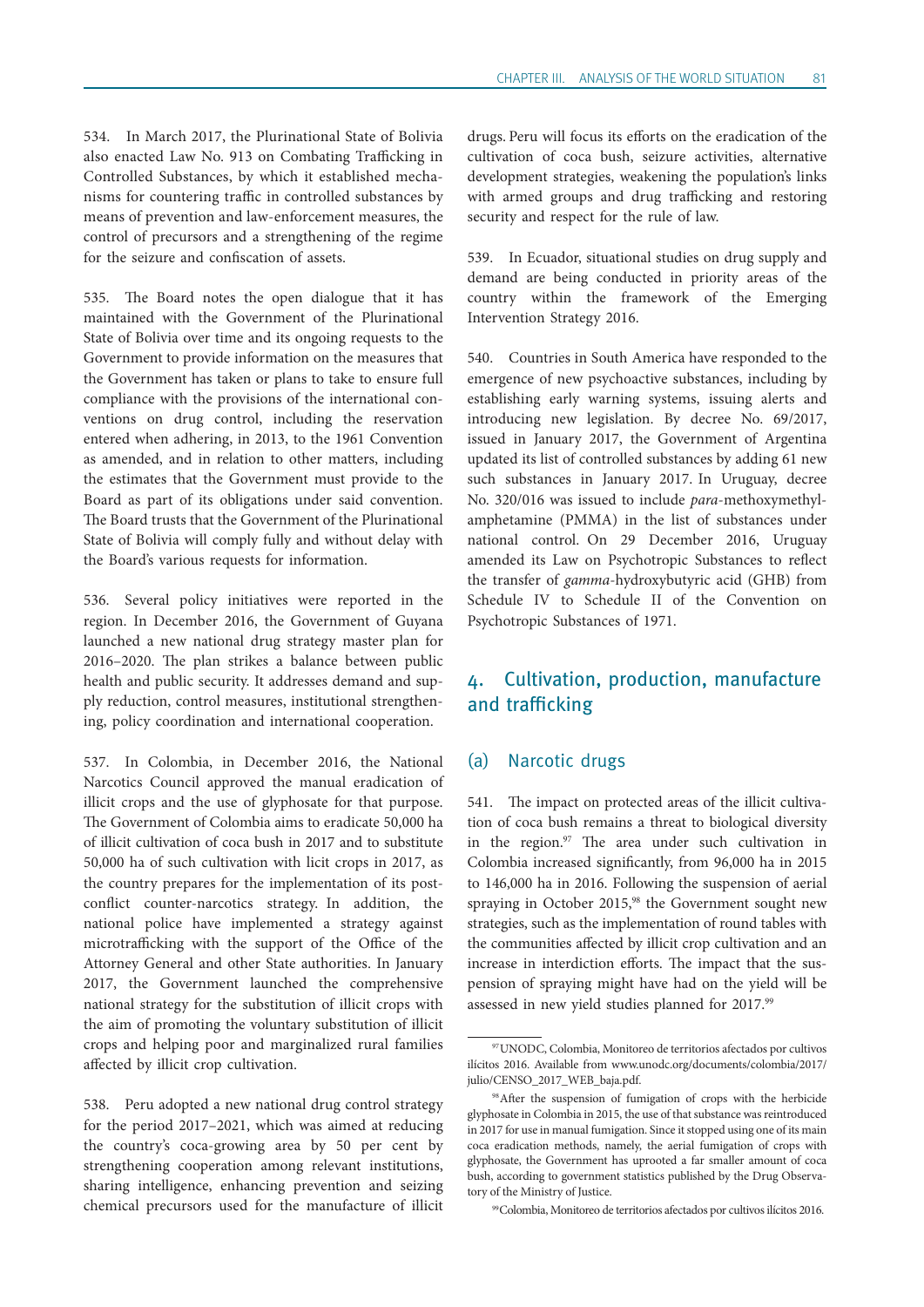534. In March 2017, the Plurinational State of Bolivia also enacted Law No. 913 on Combating Trafficking in Controlled Substances, by which it established mechanisms for countering traffic in controlled substances by means of prevention and law-enforcement measures, the control of precursors and a strengthening of the regime for the seizure and confiscation of assets.

535. The Board notes the open dialogue that it has maintained with the Government of the Plurinational State of Bolivia over time and its ongoing requests to the Government to provide information on the measures that the Government has taken or plans to take to ensure full compliance with the provisions of the international conventions on drug control, including the reservation entered when adhering, in 2013, to the 1961 Convention as amended, and in relation to other matters, including the estimates that the Government must provide to the Board as part of its obligations under said convention. The Board trusts that the Government of the Plurinational State of Bolivia will comply fully and without delay with the Board's various requests for information.

536. Several policy initiatives were reported in the region. In December 2016, the Government of Guyana launched a new national drug strategy master plan for 2016–2020. The plan strikes a balance between public health and public security. It addresses demand and supply reduction, control measures, institutional strengthening, policy coordination and international cooperation.

537. In Colombia, in December 2016, the National Narcotics Council approved the manual eradication of illicit crops and the use of glyphosate for that purpose. The Government of Colombia aims to eradicate 50,000 ha of illicit cultivation of coca bush in 2017 and to substitute 50,000 ha of such cultivation with licit crops in 2017, as the country prepares for the implementation of its post-conflict counter-narcotics strategy. In addition, the national police have implemented a strategy against microtrafficking with the support of the Office of the Attorney General and other State authorities. In January 2017, the Government launched the comprehensive national strategy for the substitution of illicit crops with the aim of promoting the voluntary substitution of illicit crops and helping poor and marginalized rural families affected by illicit crop cultivation.

538. Peru adopted a new national drug control strategy for the period 2017–2021, which was aimed at reducing the country's coca-growing area by 50 per cent by strengthening cooperation among relevant institutions, sharing intelligence, enhancing prevention and seizing chemical precursors used for the manufacture of illicit drugs. Peru will focus its efforts on the eradication of the cultivation of coca bush, seizure activities, alternative development strategies, weakening the population's links with armed groups and drug trafficking and restoring security and respect for the rule of law.

539. In Ecuador, situational studies on drug supply and demand are being conducted in priority areas of the country within the framework of the Emerging Intervention Strategy 2016.

540. Countries in South America have responded to the emergence of new psychoactive substances, including by establishing early warning systems, issuing alerts and introducing new legislation. By decree No. 69/2017, issued in January 2017, the Government of Argentina updated its list of controlled substances by adding 61 new such substances in January 2017. In Uruguay, decree No. 320/016 was issued to include *para*-methoxymethylamphetamine (PMMA) in the list of substances under national control. On 29 December 2016, Uruguay amended its Law on Psychotropic Substances to reflect the transfer of *gamma*-hydroxybutyric acid (GHB) from Schedule IV to Schedule II of the Convention on Psychotropic Substances of 1971.

## 4. Cultivation, production, manufacture and trafficking

### (a) Narcotic drugs

541. The impact on protected areas of the illicit cultivation of coca bush remains a threat to biological diversity in the region.[97] The area under such cultivation in Colombia increased significantly, from 96,000 ha in 2015 to 146,000 ha in 2016. Following the suspension of aerial spraying in October 2015,[98] the Government sought new strategies, such as the implementation of round tables with the communities affected by illicit crop cultivation and an increase in interdiction efforts. The impact that the suspension of spraying might have had on the yield will be assessed in new yield studies planned for 2017.[99]

---

[97] UNODC, Colombia, Monitoreo de territorios afectados por cultivos ilícitos 2016. Available from www.unodc.org/documents/colombia/2017/julio/CENSO_2017_WEB_baja.pdf.

[98] After the suspension of fumigation of crops with the herbicide glyphosate in Colombia in 2015, the use of that substance was reintroduced in 2017 for use in manual fumigation. Since it stopped using one of its main coca eradication methods, namely, the aerial fumigation of crops with glyphosate, the Government has uprooted a far smaller amount of coca bush, according to government statistics published by the Drug Observatory of the Ministry of Justice.

[99] Colombia, Monitoreo de territorios afectados por cultivos ilícitos 2016.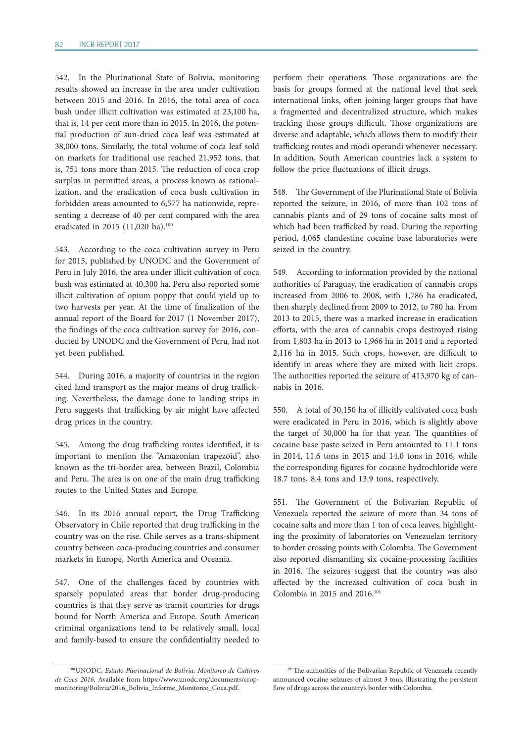542. In the Plurinational State of Bolivia, monitoring results showed an increase in the area under cultivation between 2015 and 2016. In 2016, the total area of coca bush under illicit cultivation was estimated at 23,100 ha, that is, 14 per cent more than in 2015. In 2016, the potential production of sun-dried coca leaf was estimated at 38,000 tons. Similarly, the total volume of coca leaf sold on markets for traditional use reached 21,952 tons, that is, 751 tons more than 2015. The reduction of coca crop surplus in permitted areas, a process known as rationalization, and the eradication of coca bush cultivation in forbidden areas amounted to 6,577 ha nationwide, representing a decrease of 40 per cent compared with the area eradicated in 2015 (11,020 ha).[100]

543. According to the coca cultivation survey in Peru for 2015, published by UNODC and the Government of Peru in July 2016, the area under illicit cultivation of coca bush was estimated at 40,300 ha. Peru also reported some illicit cultivation of opium poppy that could yield up to two harvests per year. At the time of finalization of the annual report of the Board for 2017 (1 November 2017), the findings of the coca cultivation survey for 2016, conducted by UNODC and the Government of Peru, had not yet been published.

544. During 2016, a majority of countries in the region cited land transport as the major means of drug trafficking. Nevertheless, the damage done to landing strips in Peru suggests that trafficking by air might have affected drug prices in the country.

545. Among the drug trafficking routes identified, it is important to mention the "Amazonian trapezoid", also known as the tri-border area, between Brazil, Colombia and Peru. The area is on one of the main drug trafficking routes to the United States and Europe.

546. In its 2016 annual report, the Drug Trafficking Observatory in Chile reported that drug trafficking in the country was on the rise. Chile serves as a trans-shipment country between coca-producing countries and consumer markets in Europe, North America and Oceania.

547. One of the challenges faced by countries with sparsely populated areas that border drug-producing countries is that they serve as transit countries for drugs bound for North America and Europe. South American criminal organizations tend to be relatively small, local and family-based to ensure the confidentiality needed to perform their operations. Those organizations are the basis for groups formed at the national level that seek international links, often joining larger groups that have a fragmented and decentralized structure, which makes tracking those groups difficult. Those organizations are diverse and adaptable, which allows them to modify their trafficking routes and modi operandi whenever necessary. In addition, South American countries lack a system to follow the price fluctuations of illicit drugs.

548. The Government of the Plurinational State of Bolivia reported the seizure, in 2016, of more than 102 tons of cannabis plants and of 29 tons of cocaine salts most of which had been trafficked by road. During the reporting period, 4,065 clandestine cocaine base laboratories were seized in the country.

549. According to information provided by the national authorities of Paraguay, the eradication of cannabis crops increased from 2006 to 2008, with 1,786 ha eradicated, then sharply declined from 2009 to 2012, to 780 ha. From 2013 to 2015, there was a marked increase in eradication efforts, with the area of cannabis crops destroyed rising from 1,803 ha in 2013 to 1,966 ha in 2014 and a reported 2,116 ha in 2015. Such crops, however, are difficult to identify in areas where they are mixed with licit crops. The authorities reported the seizure of 413,970 kg of cannabis in 2016.

550. A total of 30,150 ha of illicitly cultivated coca bush were eradicated in Peru in 2016, which is slightly above the target of 30,000 ha for that year. The quantities of cocaine base paste seized in Peru amounted to 11.1 tons in 2014, 11.6 tons in 2015 and 14.0 tons in 2016, while the corresponding figures for cocaine hydrochloride were 18.7 tons, 8.4 tons and 13.9 tons, respectively.

551. The Government of the Bolivarian Republic of Venezuela reported the seizure of more than 34 tons of cocaine salts and more than 1 ton of coca leaves, highlighting the proximity of laboratories on Venezuelan territory to border crossing points with Colombia. The Government also reported dismantling six cocaine-processing facilities in 2016. The seizures suggest that the country was also affected by the increased cultivation of coca bush in Colombia in 2015 and 2016.[101]

---

[100] UNODC, *Estado Plurinacional de Bolivia: Monitoreo de Cultivos de Coca 2016*. Available from https://www.unodc.org/documents/crop-monitoring/Bolivia/2016_Bolivia_Informe_Monitoreo_Coca.pdf.

[101] The authorities of the Bolivarian Republic of Venezuela recently announced cocaine seizures of almost 3 tons, illustrating the persistent flow of drugs across the country's border with Colombia.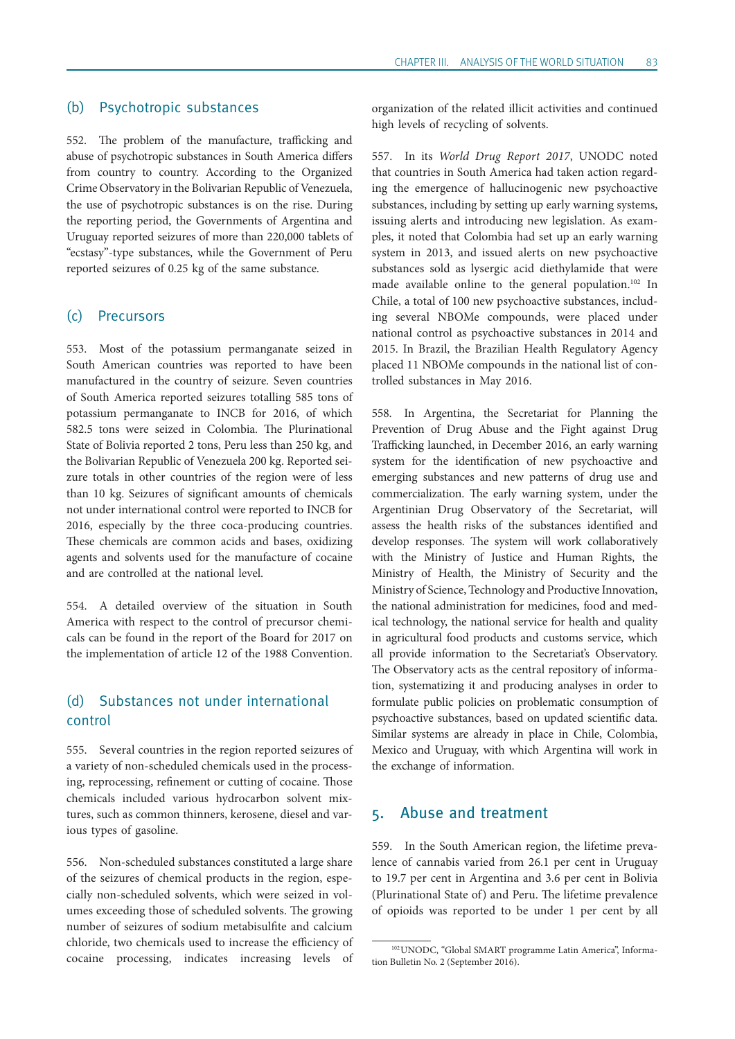### (b) Psychotropic substances

552. The problem of the manufacture, trafficking and abuse of psychotropic substances in South America differs from country to country. According to the Organized Crime Observatory in the Bolivarian Republic of Venezuela, the use of psychotropic substances is on the rise. During the reporting period, the Governments of Argentina and Uruguay reported seizures of more than 220,000 tablets of "ecstasy"-type substances, while the Government of Peru reported seizures of 0.25 kg of the same substance.

### (c) Precursors

553. Most of the potassium permanganate seized in South American countries was reported to have been manufactured in the country of seizure. Seven countries of South America reported seizures totalling 585 tons of potassium permanganate to INCB for 2016, of which 582.5 tons were seized in Colombia. The Plurinational State of Bolivia reported 2 tons, Peru less than 250 kg, and the Bolivarian Republic of Venezuela 200 kg. Reported seizure totals in other countries of the region were of less than 10 kg. Seizures of significant amounts of chemicals not under international control were reported to INCB for 2016, especially by the three coca-producing countries. These chemicals are common acids and bases, oxidizing agents and solvents used for the manufacture of cocaine and are controlled at the national level.

554. A detailed overview of the situation in South America with respect to the control of precursor chemicals can be found in the report of the Board for 2017 on the implementation of article 12 of the 1988 Convention.

### (d) Substances not under international control

555. Several countries in the region reported seizures of a variety of non-scheduled chemicals used in the processing, reprocessing, refinement or cutting of cocaine. Those chemicals included various hydrocarbon solvent mixtures, such as common thinners, kerosene, diesel and various types of gasoline.

556. Non-scheduled substances constituted a large share of the seizures of chemical products in the region, especially non-scheduled solvents, which were seized in volumes exceeding those of scheduled solvents. The growing number of seizures of sodium metabisulfite and calcium chloride, two chemicals used to increase the efficiency of cocaine processing, indicates increasing levels of organization of the related illicit activities and continued high levels of recycling of solvents.

557. In its *World Drug Report 2017*, UNODC noted that countries in South America had taken action regarding the emergence of hallucinogenic new psychoactive substances, including by setting up early warning systems, issuing alerts and introducing new legislation. As examples, it noted that Colombia had set up an early warning system in 2013, and issued alerts on new psychoactive substances sold as lysergic acid diethylamide that were made available online to the general population.[102] In Chile, a total of 100 new psychoactive substances, including several NBOMe compounds, were placed under national control as psychoactive substances in 2014 and 2015. In Brazil, the Brazilian Health Regulatory Agency placed 11 NBOMe compounds in the national list of controlled substances in May 2016.

558. In Argentina, the Secretariat for Planning the Prevention of Drug Abuse and the Fight against Drug Trafficking launched, in December 2016, an early warning system for the identification of new psychoactive and emerging substances and new patterns of drug use and commercialization. The early warning system, under the Argentinian Drug Observatory of the Secretariat, will assess the health risks of the substances identified and develop responses. The system will work collaboratively with the Ministry of Justice and Human Rights, the Ministry of Health, the Ministry of Security and the Ministry of Science, Technology and Productive Innovation, the national administration for medicines, food and medical technology, the national service for health and quality in agricultural food products and customs service, which all provide information to the Secretariat's Observatory. The Observatory acts as the central repository of information, systematizing it and producing analyses in order to formulate public policies on problematic consumption of psychoactive substances, based on updated scientific data. Similar systems are already in place in Chile, Colombia, Mexico and Uruguay, with which Argentina will work in the exchange of information.

## 5. Abuse and treatment

559. In the South American region, the lifetime prevalence of cannabis varied from 26.1 per cent in Uruguay to 19.7 per cent in Argentina and 3.6 per cent in Bolivia (Plurinational State of) and Peru. The lifetime prevalence of opioids was reported to be under 1 per cent by all

---

[102] UNODC, "Global SMART programme Latin America", Information Bulletin No. 2 (September 2016).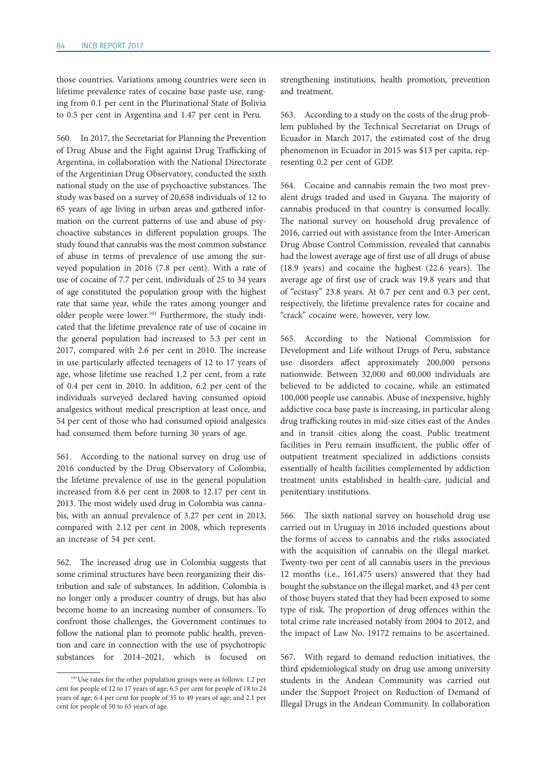those countries. Variations among countries were seen in lifetime prevalence rates of cocaine base paste use, ranging from 0.1 per cent in the Plurinational State of Bolivia to 0.5 per cent in Argentina and 1.47 per cent in Peru.

560. In 2017, the Secretariat for Planning the Prevention of Drug Abuse and the Fight against Drug Trafficking of Argentina, in collaboration with the National Directorate of the Argentinian Drug Observatory, conducted the sixth national study on the use of psychoactive substances. The study was based on a survey of 20,658 individuals of 12 to 65 years of age living in urban areas and gathered information on the current patterns of use and abuse of psychoactive substances in different population groups. The study found that cannabis was the most common substance of abuse in terms of prevalence of use among the surveyed population in 2016 (7.8 per cent). With a rate of use of cocaine of 7.7 per cent, individuals of 25 to 34 years of age constituted the population group with the highest rate that same year, while the rates among younger and older people were lower.[103] Furthermore, the study indicated that the lifetime prevalence rate of use of cocaine in the general population had increased to 5.3 per cent in 2017, compared with 2.6 per cent in 2010. The increase in use particularly affected teenagers of 12 to 17 years of age, whose lifetime use reached 1.2 per cent, from a rate of 0.4 per cent in 2010. In addition, 6.2 per cent of the individuals surveyed declared having consumed opioid analgesics without medical prescription at least once, and 54 per cent of those who had consumed opioid analgesics had consumed them before turning 30 years of age.

561. According to the national survey on drug use of 2016 conducted by the Drug Observatory of Colombia, the lifetime prevalence of use in the general population increased from 8.6 per cent in 2008 to 12.17 per cent in 2013. The most widely used drug in Colombia was cannabis, with an annual prevalence of 3.27 per cent in 2013, compared with 2.12 per cent in 2008, which represents an increase of 54 per cent.

562. The increased drug use in Colombia suggests that some criminal structures have been reorganizing their distribution and sale of substances. In addition, Colombia is no longer only a producer country of drugs, but has also become home to an increasing number of consumers. To confront those challenges, the Government continues to follow the national plan to promote public health, prevention and care in connection with the use of psychotropic substances for 2014–2021, which is focused on strengthening institutions, health promotion, prevention and treatment.

563. According to a study on the costs of the drug problem published by the Technical Secretariat on Drugs of Ecuador in March 2017, the estimated cost of the drug phenomenon in Ecuador in 2015 was $13 per capita, representing 0.2 per cent of GDP.

564. Cocaine and cannabis remain the two most prevalent drugs traded and used in Guyana. The majority of cannabis produced in that country is consumed locally. The national survey on household drug prevalence of 2016, carried out with assistance from the Inter-American Drug Abuse Control Commission, revealed that cannabis had the lowest average age of first use of all drugs of abuse (18.9 years) and cocaine the highest (22.6 years). The average age of first use of crack was 19.8 years and that of "ecstasy" 23.8 years. At 0.7 per cent and 0.3 per cent, respectively, the lifetime prevalence rates for cocaine and "crack" cocaine were, however, very low.

565. According to the National Commission for Development and Life without Drugs of Peru, substance use disorders affect approximately 200,000 persons nationwide. Between 32,000 and 60,000 individuals are believed to be addicted to cocaine, while an estimated 100,000 people use cannabis. Abuse of inexpensive, highly addictive coca base paste is increasing, in particular along drug trafficking routes in mid-size cities east of the Andes and in transit cities along the coast. Public treatment facilities in Peru remain insufficient, the public offer of outpatient treatment specialized in addictions consists essentially of health facilities complemented by addiction treatment units established in health-care, judicial and penitentiary institutions.

566. The sixth national survey on household drug use carried out in Uruguay in 2016 included questions about the forms of access to cannabis and the risks associated with the acquisition of cannabis on the illegal market. Twenty-two per cent of all cannabis users in the previous 12 months (i.e., 161,475 users) answered that they had bought the substance on the illegal market, and 43 per cent of those buyers stated that they had been exposed to some type of risk. The proportion of drug offences within the total crime rate increased notably from 2004 to 2012, and the impact of Law No. 19172 remains to be ascertained.

567. With regard to demand reduction initiatives, the third epidemiological study on drug use among university students in the Andean Community was carried out under the Support Project on Reduction of Demand of Illegal Drugs in the Andean Community. In collaboration

[103] Use rates for the other population groups were as follows: 1.2 per cent for people of 12 to 17 years of age; 6.5 per cent for people of 18 to 24 years of age; 6.4 per cent for people of 35 to 49 years of age; and 2.1 per cent for people of 50 to 65 years of age.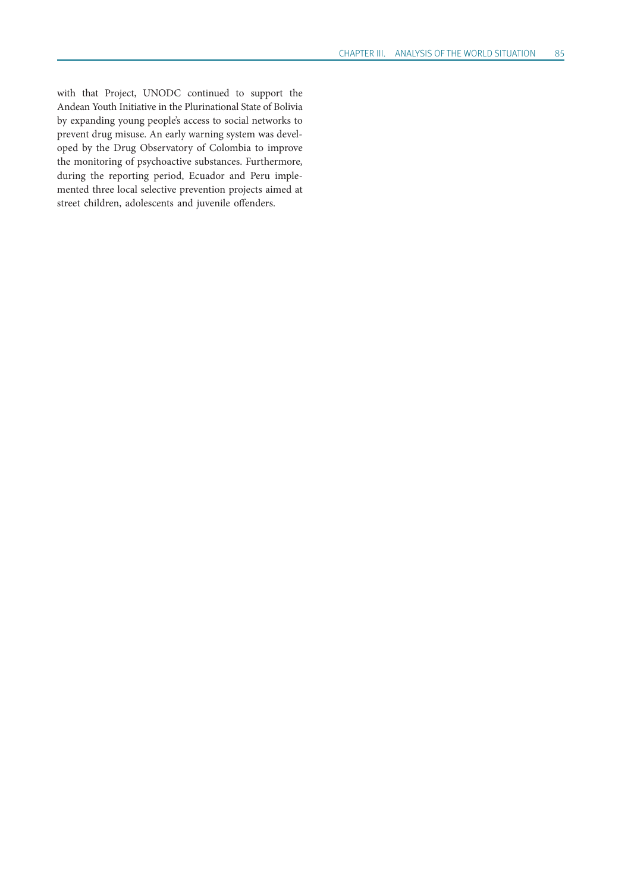with that Project, UNODC continued to support the Andean Youth Initiative in the Plurinational State of Bolivia by expanding young people's access to social networks to prevent drug misuse. An early warning system was developed by the Drug Observatory of Colombia to improve the monitoring of psychoactive substances. Furthermore, during the reporting period, Ecuador and Peru implemented three local selective prevention projects aimed at street children, adolescents and juvenile offenders.